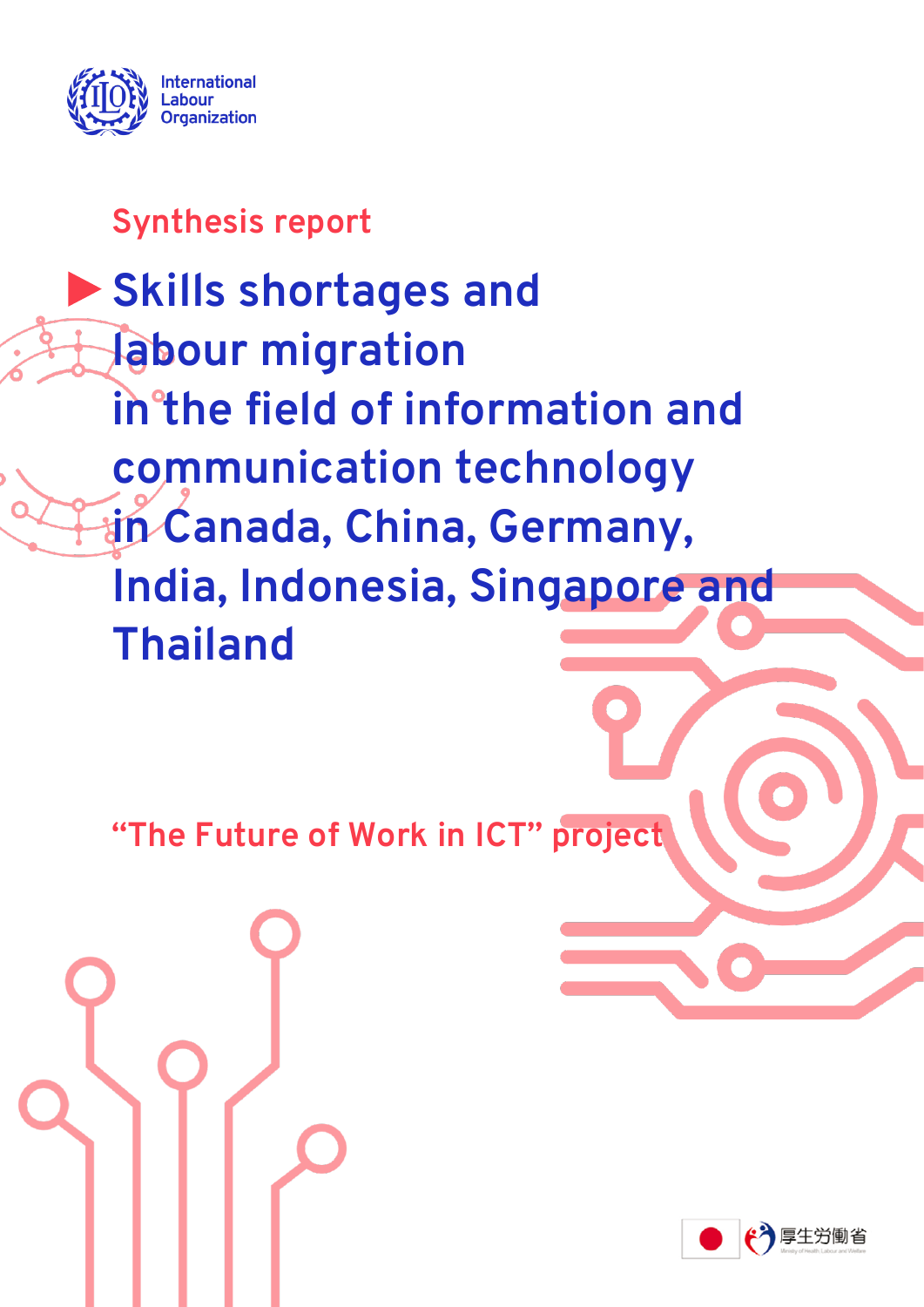International Labour Organization

Synthesis report

# Skills shortages and labour migration in the field of information and communication technology in Canada, China, Germany, India, Indonesia, Singapore and Thailand

“The Future of Work in ICT” project

厚生労働省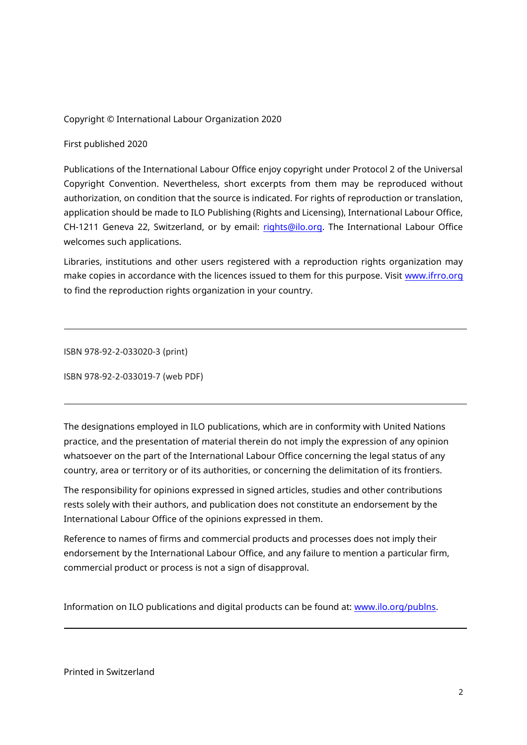Copyright © International Labour Organization 2020

First published 2020

Publications of the International Labour Office enjoy copyright under Protocol 2 of the Universal Copyright Convention. Nevertheless, short excerpts from them may be reproduced without authorization, on condition that the source is indicated. For rights of reproduction or translation, application should be made to ILO Publishing (Rights and Licensing), International Labour Office, CH-1211 Geneva 22, Switzerland, or by email: [rights@ilo.org](mailto:rights@ilo.org). The International Labour Office welcomes such applications.

Libraries, institutions and other users registered with a reproduction rights organization may make copies in accordance with the licences issued to them for this purpose. Visit [www.ifrro.org](http://www.ifrro.org) to find the reproduction rights organization in your country.

---

ISBN 978-92-2-033020-3 (print)

ISBN 978-92-2-033019-7 (web PDF)

---

The designations employed in ILO publications, which are in conformity with United Nations practice, and the presentation of material therein do not imply the expression of any opinion whatsoever on the part of the International Labour Office concerning the legal status of any country, area or territory or of its authorities, or concerning the delimitation of its frontiers.

The responsibility for opinions expressed in signed articles, studies and other contributions rests solely with their authors, and publication does not constitute an endorsement by the International Labour Office of the opinions expressed in them.

Reference to names of firms and commercial products and processes does not imply their endorsement by the International Labour Office, and any failure to mention a particular firm, commercial product or process is not a sign of disapproval.

Information on ILO publications and digital products can be found at: [www.ilo.org/publns](http://www.ilo.org/publns).

---

Printed in Switzerland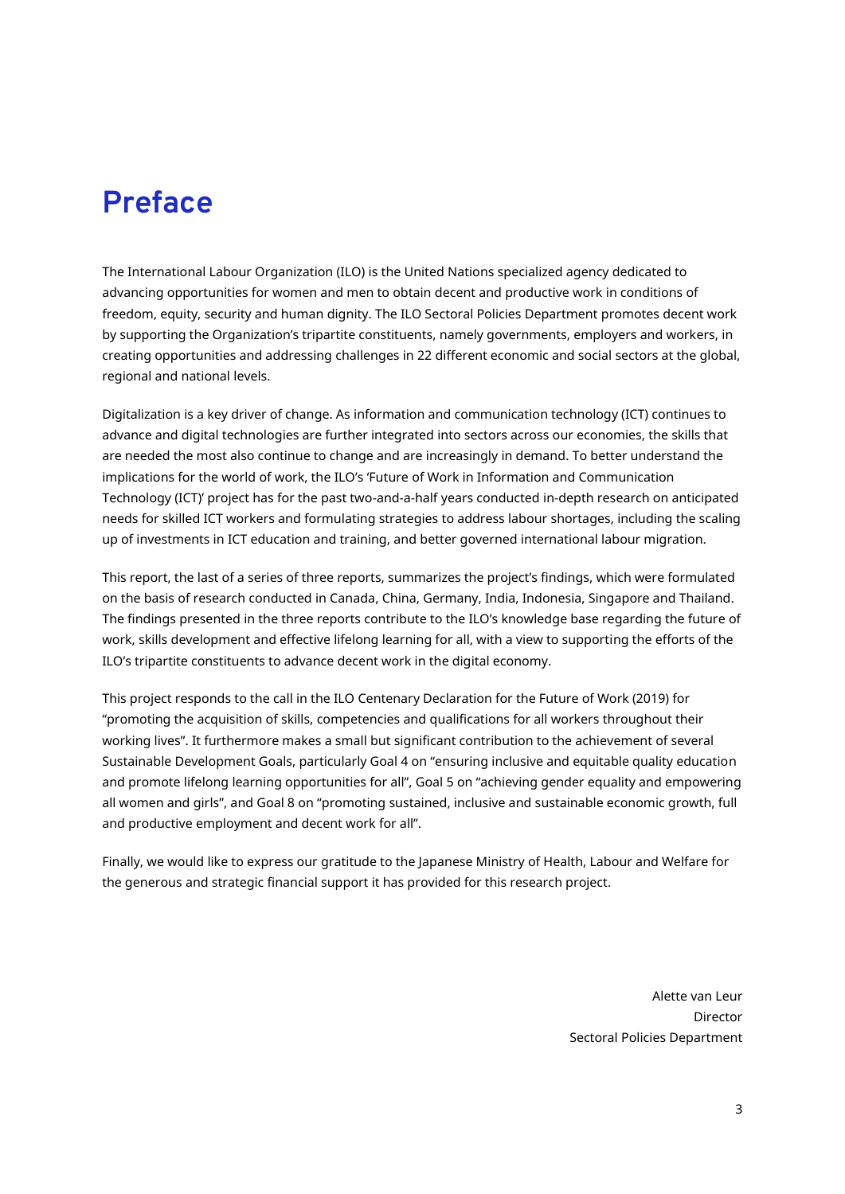# Preface

The International Labour Organization (ILO) is the United Nations specialized agency dedicated to advancing opportunities for women and men to obtain decent and productive work in conditions of freedom, equity, security and human dignity. The ILO Sectoral Policies Department promotes decent work by supporting the Organization's tripartite constituents, namely governments, employers and workers, in creating opportunities and addressing challenges in 22 different economic and social sectors at the global, regional and national levels.

Digitalization is a key driver of change. As information and communication technology (ICT) continues to advance and digital technologies are further integrated into sectors across our economies, the skills that are needed the most also continue to change and are increasingly in demand. To better understand the implications for the world of work, the ILO's 'Future of Work in Information and Communication Technology (ICT)' project has for the past two-and-a-half years conducted in-depth research on anticipated needs for skilled ICT workers and formulating strategies to address labour shortages, including the scaling up of investments in ICT education and training, and better governed international labour migration.

This report, the last of a series of three reports, summarizes the project's findings, which were formulated on the basis of research conducted in Canada, China, Germany, India, Indonesia, Singapore and Thailand. The findings presented in the three reports contribute to the ILO's knowledge base regarding the future of work, skills development and effective lifelong learning for all, with a view to supporting the efforts of the ILO's tripartite constituents to advance decent work in the digital economy.

This project responds to the call in the ILO Centenary Declaration for the Future of Work (2019) for "promoting the acquisition of skills, competencies and qualifications for all workers throughout their working lives". It furthermore makes a small but significant contribution to the achievement of several Sustainable Development Goals, particularly Goal 4 on "ensuring inclusive and equitable quality education and promote lifelong learning opportunities for all", Goal 5 on "achieving gender equality and empowering all women and girls", and Goal 8 on "promoting sustained, inclusive and sustainable economic growth, full and productive employment and decent work for all".

Finally, we would like to express our gratitude to the Japanese Ministry of Health, Labour and Welfare for the generous and strategic financial support it has provided for this research project.

Alette van Leur
Director
Sectoral Policies Department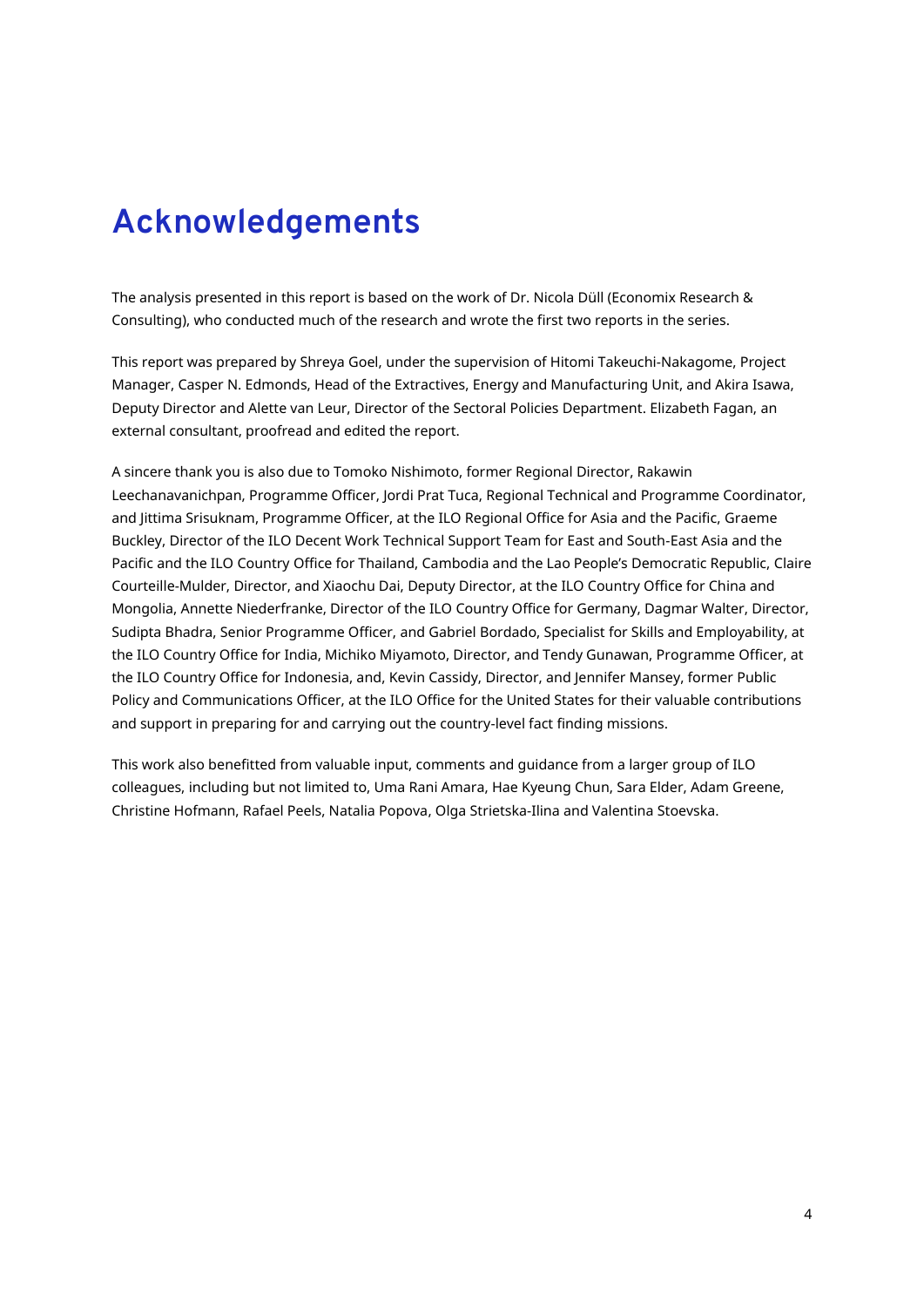# Acknowledgements

The analysis presented in this report is based on the work of Dr. Nicola Düll (Economix Research & Consulting), who conducted much of the research and wrote the first two reports in the series.

This report was prepared by Shreya Goel, under the supervision of Hitomi Takeuchi-Nakagome, Project Manager, Casper N. Edmonds, Head of the Extractives, Energy and Manufacturing Unit, and Akira Isawa, Deputy Director and Alette van Leur, Director of the Sectoral Policies Department. Elizabeth Fagan, an external consultant, proofread and edited the report.

A sincere thank you is also due to Tomoko Nishimoto, former Regional Director, Rakawin Leechanavanichpan, Programme Officer, Jordi Prat Tuca, Regional Technical and Programme Coordinator, and Jittima Srisuknam, Programme Officer, at the ILO Regional Office for Asia and the Pacific, Graeme Buckley, Director of the ILO Decent Work Technical Support Team for East and South-East Asia and the Pacific and the ILO Country Office for Thailand, Cambodia and the Lao People's Democratic Republic, Claire Courteille-Mulder, Director, and Xiaochu Dai, Deputy Director, at the ILO Country Office for China and Mongolia, Annette Niederfranke, Director of the ILO Country Office for Germany, Dagmar Walter, Director, Sudipta Bhadra, Senior Programme Officer, and Gabriel Bordado, Specialist for Skills and Employability, at the ILO Country Office for India, Michiko Miyamoto, Director, and Tendy Gunawan, Programme Officer, at the ILO Country Office for Indonesia, and, Kevin Cassidy, Director, and Jennifer Mansey, former Public Policy and Communications Officer, at the ILO Office for the United States for their valuable contributions and support in preparing for and carrying out the country-level fact finding missions.

This work also benefitted from valuable input, comments and guidance from a larger group of ILO colleagues, including but not limited to, Uma Rani Amara, Hae Kyeung Chun, Sara Elder, Adam Greene, Christine Hofmann, Rafael Peels, Natalia Popova, Olga Strietska-Ilina and Valentina Stoevska.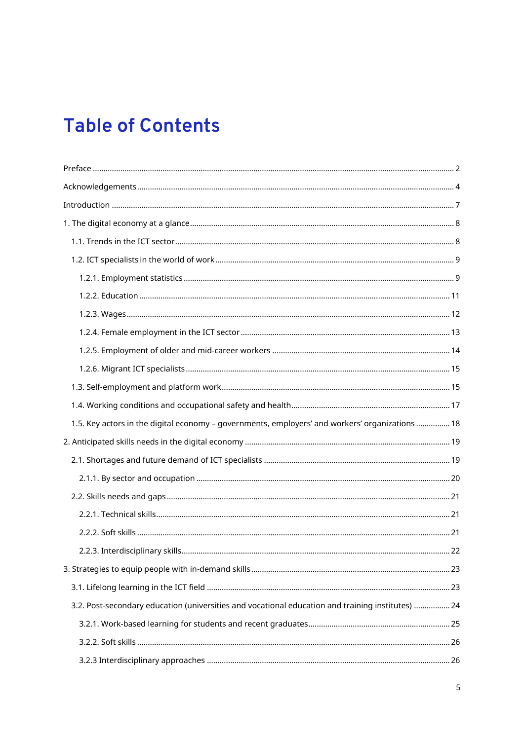# Table of Contents

Preface ........................................................................................................................................................ 2

Acknowledgements ................................................................................................................................... 4

Introduction ................................................................................................................................................ 7

1. The digital economy at a glance ........................................................................................................... 8

  1.1. Trends in the ICT sector .................................................................................................................. 8

  1.2. ICT specialists in the world of work ................................................................................................ 9

    1.2.1. Employment statistics .............................................................................................................. 9

    1.2.2. Education ................................................................................................................................ 11

    1.2.3. Wages ..................................................................................................................................... 12

    1.2.4. Female employment in the ICT sector ................................................................................... 13

    1.2.5. Employment of older and mid-career workers ....................................................................... 14

    1.2.6. Migrant ICT specialists ............................................................................................................ 15

  1.3. Self-employment and platform work .............................................................................................. 15

  1.4. Working conditions and occupational safety and health ................................................................ 17

  1.5. Key actors in the digital economy – governments, employers' and workers' organizations ............... 18

2. Anticipated skills needs in the digital economy ................................................................................... 19

  2.1. Shortages and future demand of ICT specialists ........................................................................... 19

    2.1.1. By sector and occupation ....................................................................................................... 20

  2.2. Skills needs and gaps .................................................................................................................... 21

    2.2.1. Technical skills ........................................................................................................................ 21

    2.2.2. Soft skills ................................................................................................................................. 21

    2.2.3. Interdisciplinary skills .............................................................................................................. 22

3. Strategies to equip people with in-demand skills ................................................................................ 23

  3.1. Lifelong learning in the ICT field .................................................................................................... 23

  3.2. Post-secondary education (universities and vocational education and training institutes) ............... 24

    3.2.1. Work-based learning for students and recent graduates ........................................................ 25

    3.2.2. Soft skills ................................................................................................................................. 26

    3.2.3 Interdisciplinary approaches .................................................................................................... 26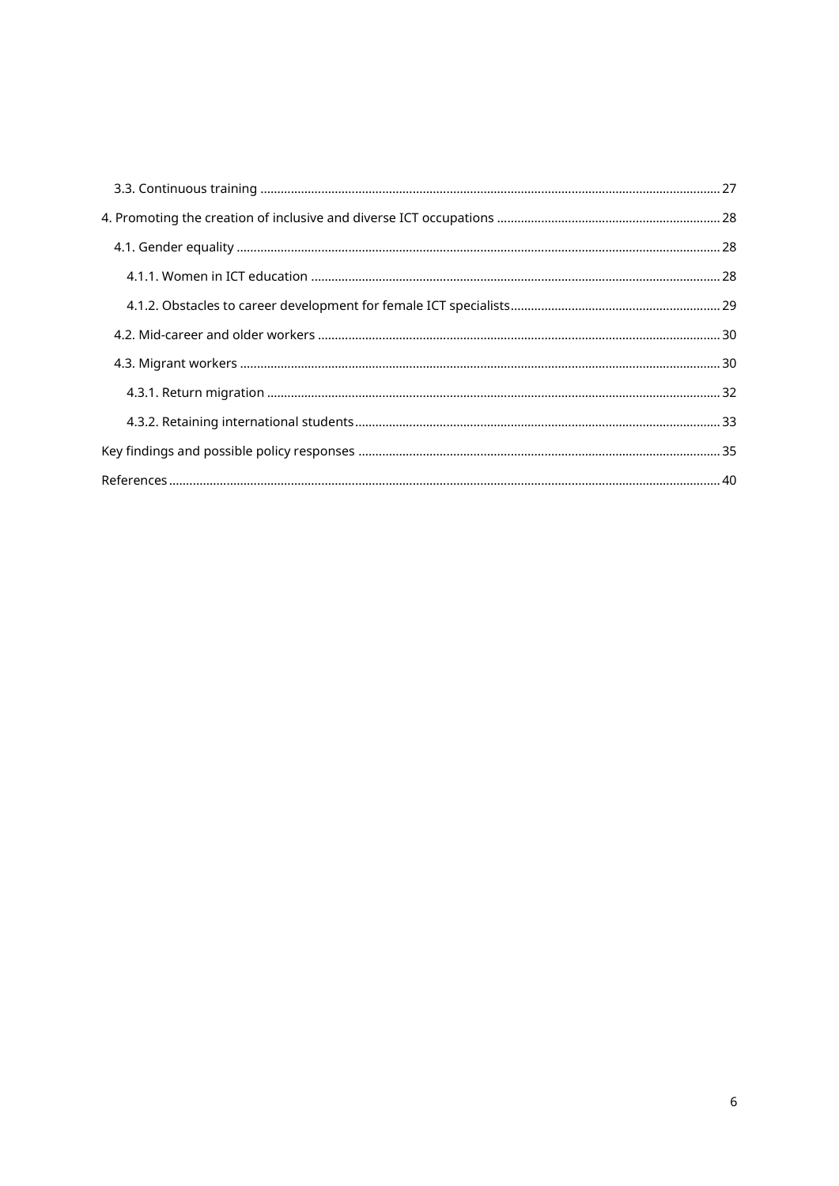3.3. Continuous training ........................................................................................................................................ 27

4. Promoting the creation of inclusive and diverse ICT occupations .................................................................. 28

4.1. Gender equality .............................................................................................................................................. 28

4.1.1. Women in ICT education ........................................................................................................................ 28

4.1.2. Obstacles to career development for female ICT specialists.............................................................. 29

4.2. Mid-career and older workers ...................................................................................................................... 30

4.3. Migrant workers ............................................................................................................................................. 30

4.3.1. Return migration ..................................................................................................................................... 32

4.3.2. Retaining international students........................................................................................................... 33

Key findings and possible policy responses .......................................................................................................... 35

References................................................................................................................................................................. 40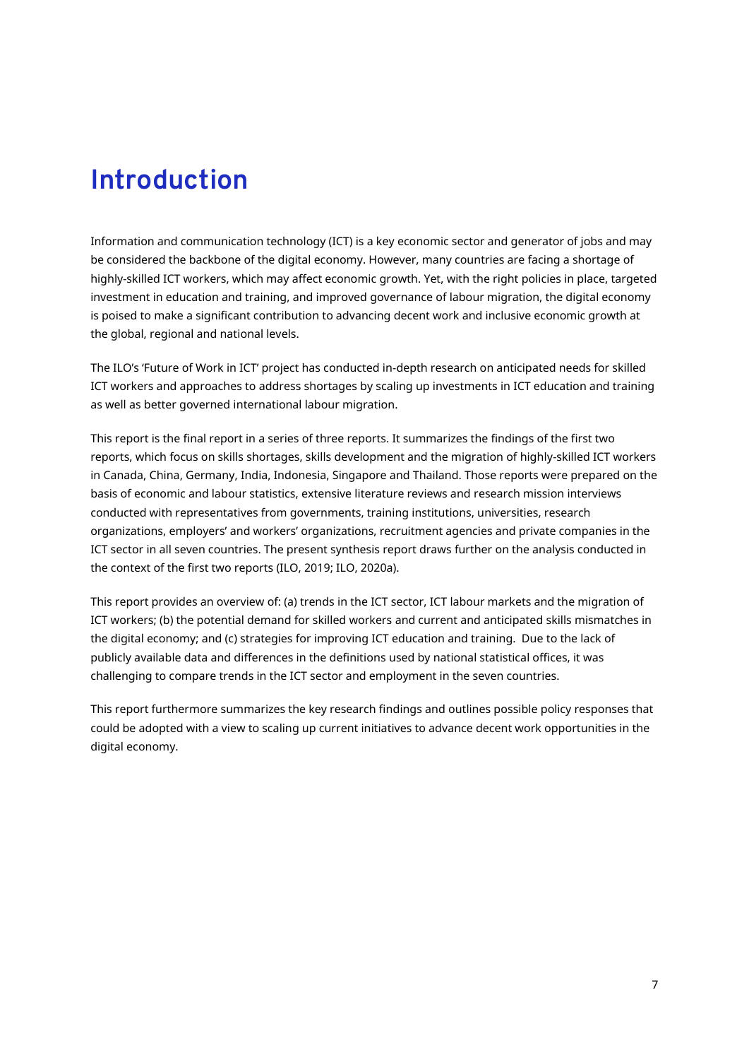# Introduction

Information and communication technology (ICT) is a key economic sector and generator of jobs and may be considered the backbone of the digital economy. However, many countries are facing a shortage of highly-skilled ICT workers, which may affect economic growth. Yet, with the right policies in place, targeted investment in education and training, and improved governance of labour migration, the digital economy is poised to make a significant contribution to advancing decent work and inclusive economic growth at the global, regional and national levels.

The ILO's 'Future of Work in ICT' project has conducted in-depth research on anticipated needs for skilled ICT workers and approaches to address shortages by scaling up investments in ICT education and training as well as better governed international labour migration.

This report is the final report in a series of three reports. It summarizes the findings of the first two reports, which focus on skills shortages, skills development and the migration of highly-skilled ICT workers in Canada, China, Germany, India, Indonesia, Singapore and Thailand. Those reports were prepared on the basis of economic and labour statistics, extensive literature reviews and research mission interviews conducted with representatives from governments, training institutions, universities, research organizations, employers' and workers' organizations, recruitment agencies and private companies in the ICT sector in all seven countries. The present synthesis report draws further on the analysis conducted in the context of the first two reports (ILO, 2019; ILO, 2020a).

This report provides an overview of: (a) trends in the ICT sector, ICT labour markets and the migration of ICT workers; (b) the potential demand for skilled workers and current and anticipated skills mismatches in the digital economy; and (c) strategies for improving ICT education and training. Due to the lack of publicly available data and differences in the definitions used by national statistical offices, it was challenging to compare trends in the ICT sector and employment in the seven countries.

This report furthermore summarizes the key research findings and outlines possible policy responses that could be adopted with a view to scaling up current initiatives to advance decent work opportunities in the digital economy.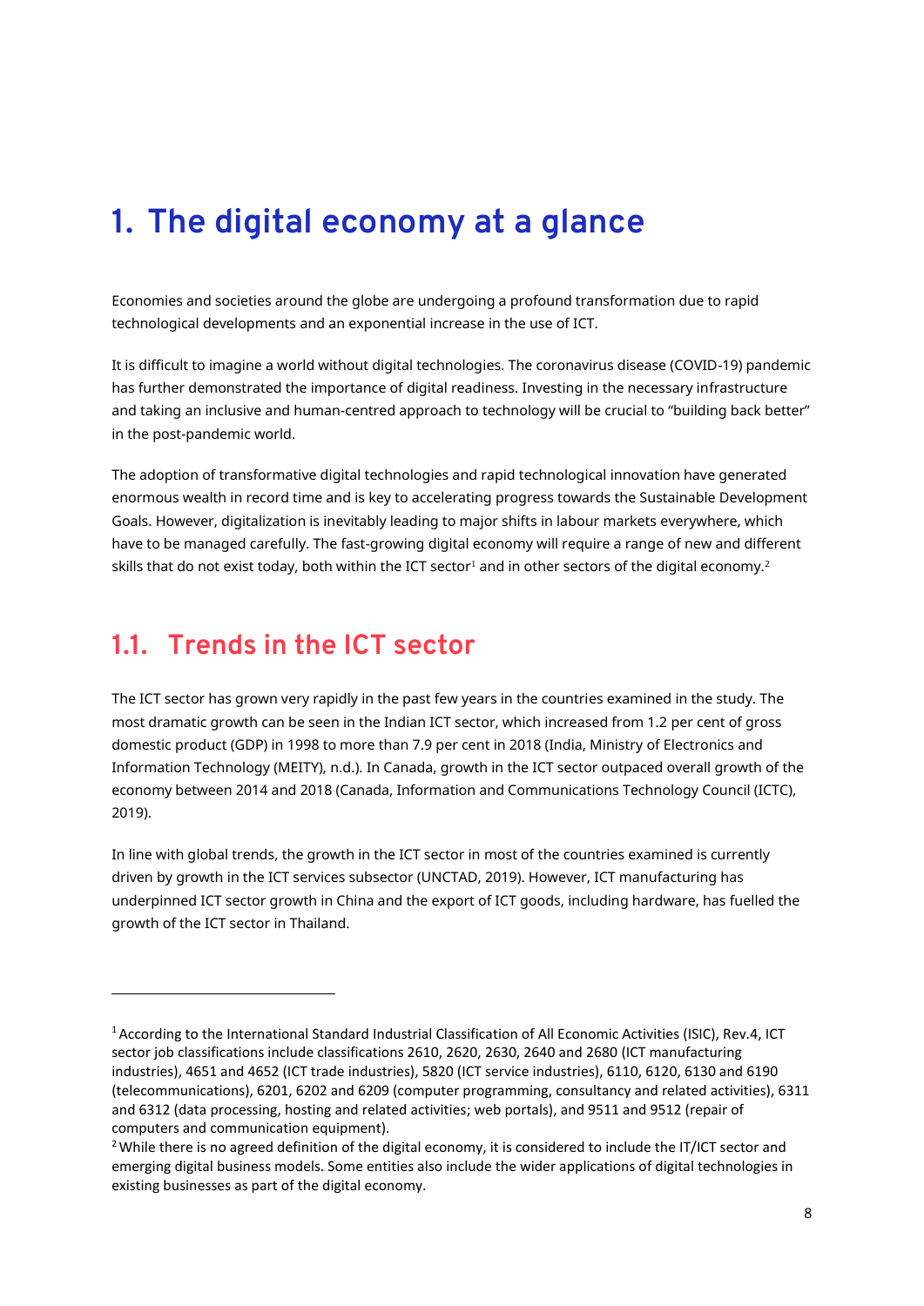# 1. The digital economy at a glance

Economies and societies around the globe are undergoing a profound transformation due to rapid technological developments and an exponential increase in the use of ICT.

It is difficult to imagine a world without digital technologies. The coronavirus disease (COVID-19) pandemic has further demonstrated the importance of digital readiness. Investing in the necessary infrastructure and taking an inclusive and human-centred approach to technology will be crucial to "building back better" in the post-pandemic world.

The adoption of transformative digital technologies and rapid technological innovation have generated enormous wealth in record time and is key to accelerating progress towards the Sustainable Development Goals. However, digitalization is inevitably leading to major shifts in labour markets everywhere, which have to be managed carefully. The fast-growing digital economy will require a range of new and different skills that do not exist today, both within the ICT sector[1] and in other sectors of the digital economy.[2]

## 1.1. Trends in the ICT sector

The ICT sector has grown very rapidly in the past few years in the countries examined in the study. The most dramatic growth can be seen in the Indian ICT sector, which increased from 1.2 per cent of gross domestic product (GDP) in 1998 to more than 7.9 per cent in 2018 (India, Ministry of Electronics and Information Technology (MEITY), n.d.). In Canada, growth in the ICT sector outpaced overall growth of the economy between 2014 and 2018 (Canada, Information and Communications Technology Council (ICTC), 2019).

In line with global trends, the growth in the ICT sector in most of the countries examined is currently driven by growth in the ICT services subsector (UNCTAD, 2019). However, ICT manufacturing has underpinned ICT sector growth in China and the export of ICT goods, including hardware, has fuelled the growth of the ICT sector in Thailand.

---

[1] According to the International Standard Industrial Classification of All Economic Activities (ISIC), Rev.4, ICT sector job classifications include classifications 2610, 2620, 2630, 2640 and 2680 (ICT manufacturing industries), 4651 and 4652 (ICT trade industries), 5820 (ICT service industries), 6110, 6120, 6130 and 6190 (telecommunications), 6201, 6202 and 6209 (computer programming, consultancy and related activities), 6311 and 6312 (data processing, hosting and related activities; web portals), and 9511 and 9512 (repair of computers and communication equipment).

[2] While there is no agreed definition of the digital economy, it is considered to include the IT/ICT sector and emerging digital business models. Some entities also include the wider applications of digital technologies in existing businesses as part of the digital economy.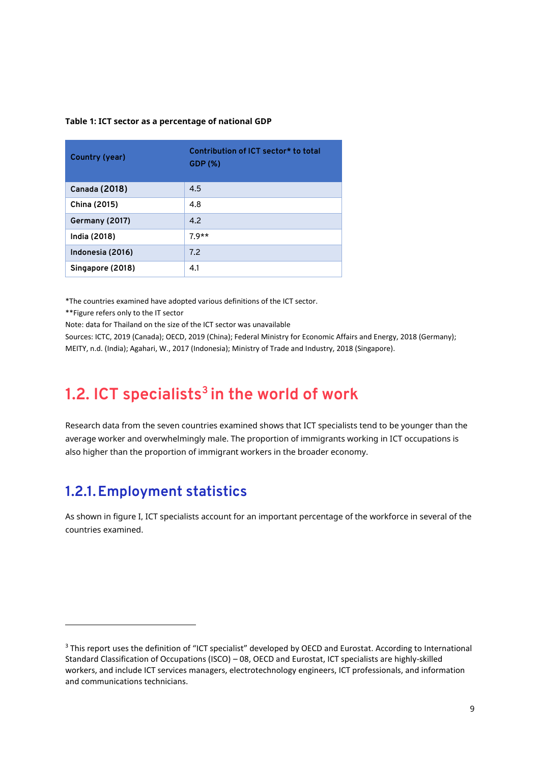**Table 1: ICT sector as a percentage of national GDP**

| Country (year) | Contribution of ICT sector* to total GDP (%) |
|---|---|
| Canada (2018) | 4.5 |
| China (2015) | 4.8 |
| Germany (2017) | 4.2 |
| India (2018) | 7.9** |
| Indonesia (2016) | 7.2 |
| Singapore (2018) | 4.1 |

*The countries examined have adopted various definitions of the ICT sector.

**Figure refers only to the IT sector

Note: data for Thailand on the size of the ICT sector was unavailable

Sources: ICTC, 2019 (Canada); OECD, 2019 (China); Federal Ministry for Economic Affairs and Energy, 2018 (Germany); MEITY, n.d. (India); Agahari, W., 2017 (Indonesia); Ministry of Trade and Industry, 2018 (Singapore).

## 1.2. ICT specialists[3] in the world of work

Research data from the seven countries examined shows that ICT specialists tend to be younger than the average worker and overwhelmingly male. The proportion of immigrants working in ICT occupations is also higher than the proportion of immigrant workers in the broader economy.

### 1.2.1. Employment statistics

As shown in figure I, ICT specialists account for an important percentage of the workforce in several of the countries examined.

[3] This report uses the definition of "ICT specialist" developed by OECD and Eurostat. According to International Standard Classification of Occupations (ISCO) – 08, OECD and Eurostat, ICT specialists are highly-skilled workers, and include ICT services managers, electrotechnology engineers, ICT professionals, and information and communications technicians.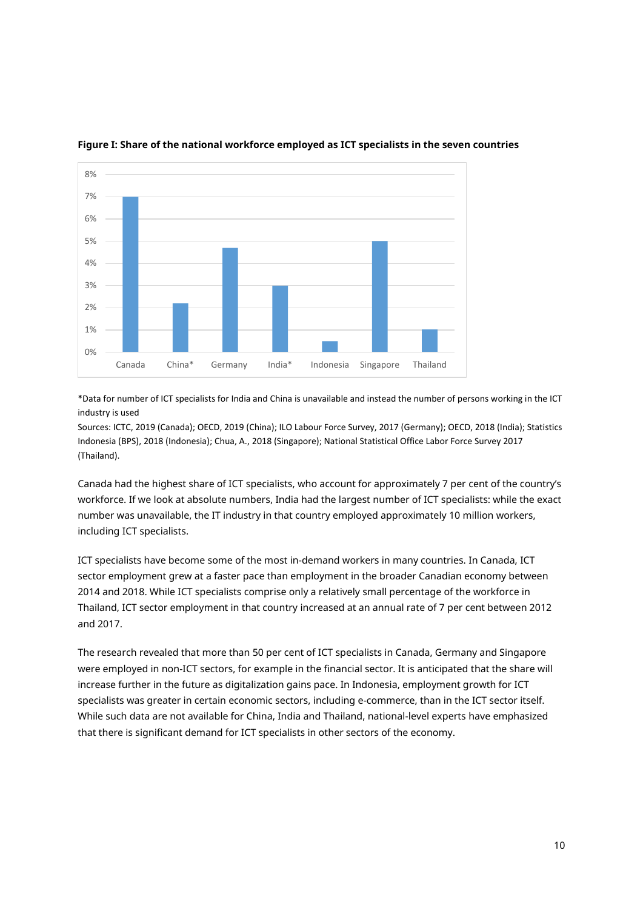**Figure I: Share of the national workforce employed as ICT specialists in the seven countries**

8%
7%
6%
5%
4%
3%
2%
1%
0%

Canada
China*
Germany
India*
Indonesia
Singapore
Thailand

*Data for number of ICT specialists for India and China is unavailable and instead the number of persons working in the ICT industry is used

Sources: ICTC, 2019 (Canada); OECD, 2019 (China); ILO Labour Force Survey, 2017 (Germany); OECD, 2018 (India); Statistics Indonesia (BPS), 2018 (Indonesia); Chua, A., 2018 (Singapore); National Statistical Office Labor Force Survey 2017 (Thailand).

Canada had the highest share of ICT specialists, who account for approximately 7 per cent of the country's workforce. If we look at absolute numbers, India had the largest number of ICT specialists: while the exact number was unavailable, the IT industry in that country employed approximately 10 million workers, including ICT specialists.

ICT specialists have become some of the most in-demand workers in many countries. In Canada, ICT sector employment grew at a faster pace than employment in the broader Canadian economy between 2014 and 2018. While ICT specialists comprise only a relatively small percentage of the workforce in Thailand, ICT sector employment in that country increased at an annual rate of 7 per cent between 2012 and 2017.

The research revealed that more than 50 per cent of ICT specialists in Canada, Germany and Singapore were employed in non-ICT sectors, for example in the financial sector. It is anticipated that the share will increase further in the future as digitalization gains pace. In Indonesia, employment growth for ICT specialists was greater in certain economic sectors, including e-commerce, than in the ICT sector itself. While such data are not available for China, India and Thailand, national-level experts have emphasized that there is significant demand for ICT specialists in other sectors of the economy.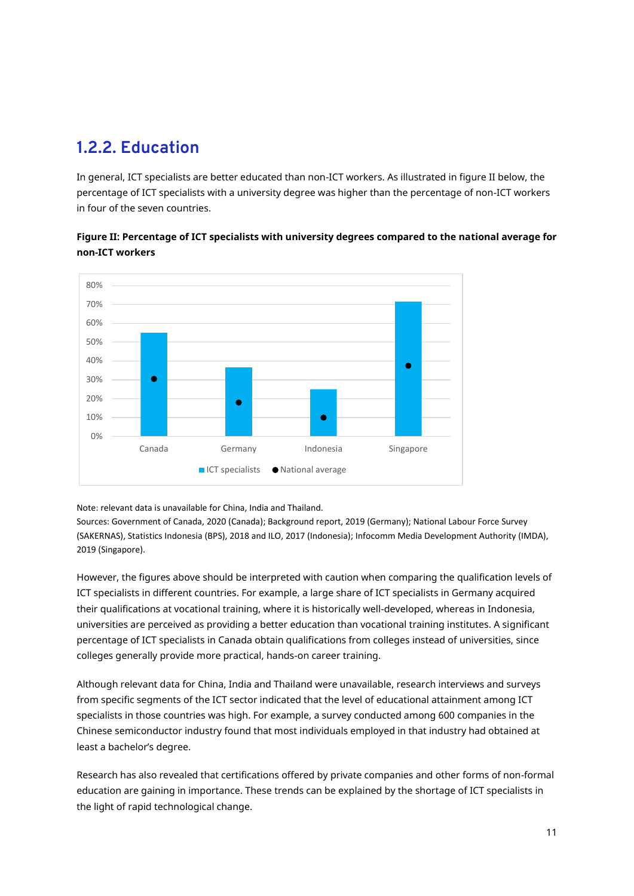## 1.2.2. Education

In general, ICT specialists are better educated than non-ICT workers. As illustrated in figure II below, the percentage of ICT specialists with a university degree was higher than the percentage of non-ICT workers in four of the seven countries.

**Figure II: Percentage of ICT specialists with university degrees compared to the national average for non-ICT workers**

80%
70%
60%
50%
40%
30%
20%
10%
0%

Canada
Germany
Indonesia
Singapore

ICT specialists
National average

Note: relevant data is unavailable for China, India and Thailand.

Sources: Government of Canada, 2020 (Canada); Background report, 2019 (Germany); National Labour Force Survey (SAKERNAS), Statistics Indonesia (BPS), 2018 and ILO, 2017 (Indonesia); Infocomm Media Development Authority (IMDA), 2019 (Singapore).

However, the figures above should be interpreted with caution when comparing the qualification levels of ICT specialists in different countries. For example, a large share of ICT specialists in Germany acquired their qualifications at vocational training, where it is historically well-developed, whereas in Indonesia, universities are perceived as providing a better education than vocational training institutes. A significant percentage of ICT specialists in Canada obtain qualifications from colleges instead of universities, since colleges generally provide more practical, hands-on career training.

Although relevant data for China, India and Thailand were unavailable, research interviews and surveys from specific segments of the ICT sector indicated that the level of educational attainment among ICT specialists in those countries was high. For example, a survey conducted among 600 companies in the Chinese semiconductor industry found that most individuals employed in that industry had obtained at least a bachelor's degree.

Research has also revealed that certifications offered by private companies and other forms of non-formal education are gaining in importance. These trends can be explained by the shortage of ICT specialists in the light of rapid technological change.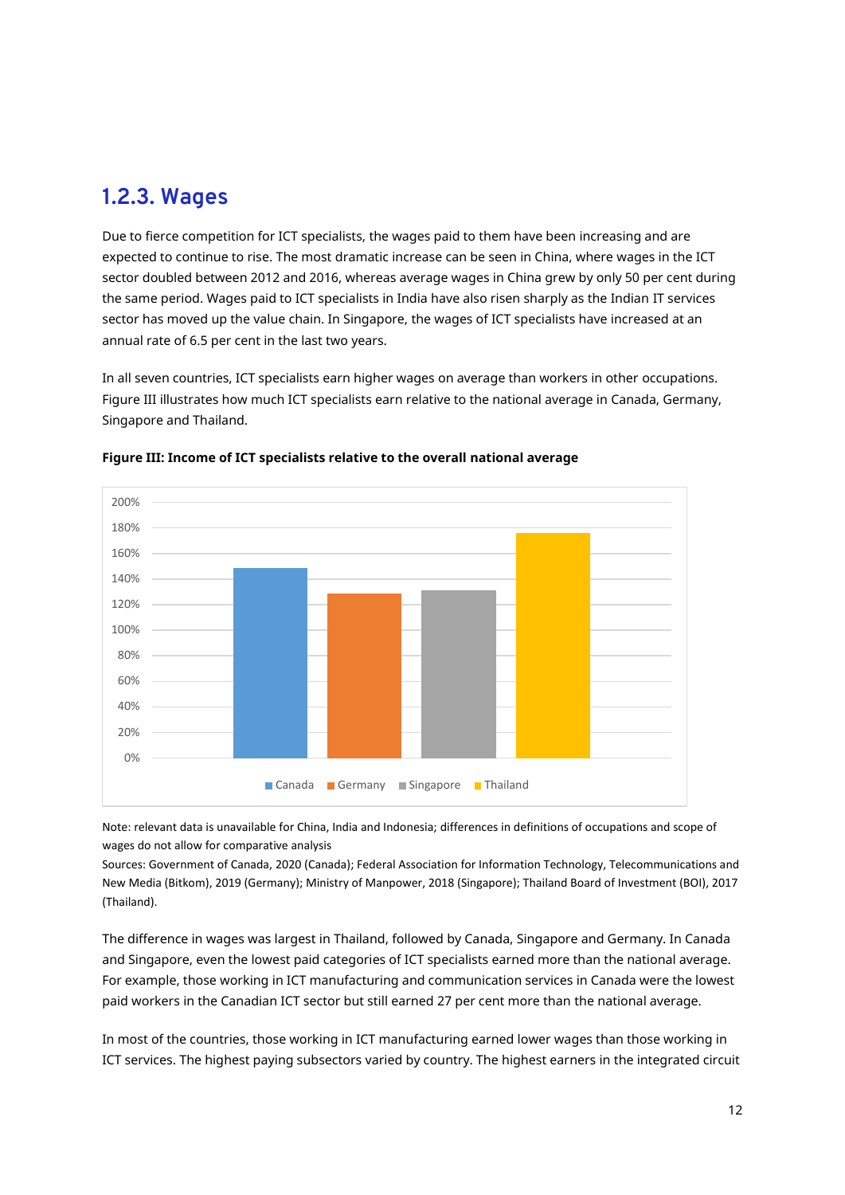### 1.2.3. Wages

Due to fierce competition for ICT specialists, the wages paid to them have been increasing and are expected to continue to rise. The most dramatic increase can be seen in China, where wages in the ICT sector doubled between 2012 and 2016, whereas average wages in China grew by only 50 per cent during the same period. Wages paid to ICT specialists in India have also risen sharply as the Indian IT services sector has moved up the value chain. In Singapore, the wages of ICT specialists have increased at an annual rate of 6.5 per cent in the last two years.

In all seven countries, ICT specialists earn higher wages on average than workers in other occupations. Figure III illustrates how much ICT specialists earn relative to the national average in Canada, Germany, Singapore and Thailand.

**Figure III: Income of ICT specialists relative to the overall national average**

200%
180%
160%
140%
120%
100%
80%
60%
40%
20%
0%

Canada Germany Singapore Thailand

Note: relevant data is unavailable for China, India and Indonesia; differences in definitions of occupations and scope of wages do not allow for comparative analysis

Sources: Government of Canada, 2020 (Canada); Federal Association for Information Technology, Telecommunications and New Media (Bitkom), 2019 (Germany); Ministry of Manpower, 2018 (Singapore); Thailand Board of Investment (BOI), 2017 (Thailand).

The difference in wages was largest in Thailand, followed by Canada, Singapore and Germany. In Canada and Singapore, even the lowest paid categories of ICT specialists earned more than the national average. For example, those working in ICT manufacturing and communication services in Canada were the lowest paid workers in the Canadian ICT sector but still earned 27 per cent more than the national average.

In most of the countries, those working in ICT manufacturing earned lower wages than those working in ICT services. The highest paying subsectors varied by country. The highest earners in the integrated circuit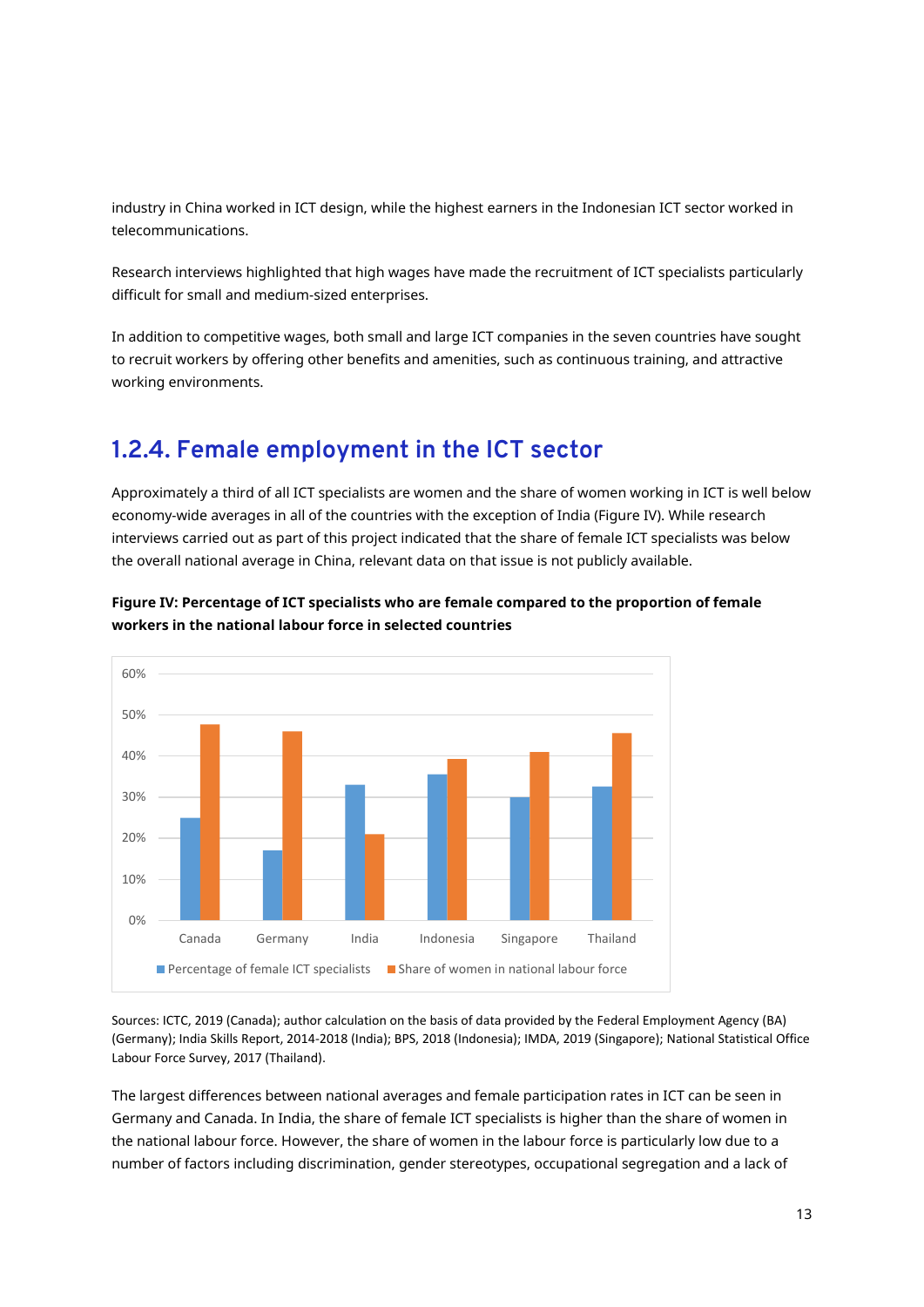industry in China worked in ICT design, while the highest earners in the Indonesian ICT sector worked in telecommunications.

Research interviews highlighted that high wages have made the recruitment of ICT specialists particularly difficult for small and medium-sized enterprises.

In addition to competitive wages, both small and large ICT companies in the seven countries have sought to recruit workers by offering other benefits and amenities, such as continuous training, and attractive working environments.

## 1.2.4. Female employment in the ICT sector

Approximately a third of all ICT specialists are women and the share of women working in ICT is well below economy-wide averages in all of the countries with the exception of India (Figure IV). While research interviews carried out as part of this project indicated that the share of female ICT specialists was below the overall national average in China, relevant data on that issue is not publicly available.

**Figure IV: Percentage of ICT specialists who are female compared to the proportion of female workers in the national labour force in selected countries**

Sources: ICTC, 2019 (Canada); author calculation on the basis of data provided by the Federal Employment Agency (BA) (Germany); India Skills Report, 2014-2018 (India); BPS, 2018 (Indonesia); IMDA, 2019 (Singapore); National Statistical Office Labour Force Survey, 2017 (Thailand).

The largest differences between national averages and female participation rates in ICT can be seen in Germany and Canada. In India, the share of female ICT specialists is higher than the share of women in the national labour force. However, the share of women in the labour force is particularly low due to a number of factors including discrimination, gender stereotypes, occupational segregation and a lack of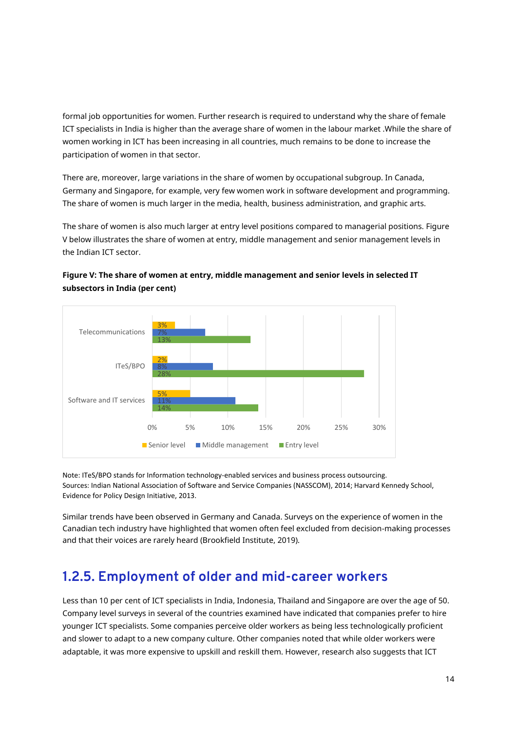formal job opportunities for women. Further research is required to understand why the share of female ICT specialists in India is higher than the average share of women in the labour market .While the share of women working in ICT has been increasing in all countries, much remains to be done to increase the participation of women in that sector.

There are, moreover, large variations in the share of women by occupational subgroup. In Canada, Germany and Singapore, for example, very few women work in software development and programming. The share of women is much larger in the media, health, business administration, and graphic arts.

The share of women is also much larger at entry level positions compared to managerial positions. Figure V below illustrates the share of women at entry, middle management and senior management levels in the Indian ICT sector.

**Figure V: The share of women at entry, middle management and senior levels in selected IT subsectors in India (per cent)**

Telecommunications
3%
7%
13%

ITeS/BPO
2%
8%
28%

Software and IT services
5%
11%
14%

0% 5% 10% 15% 20% 25% 30%

Senior level
Middle management
Entry level

Note: ITeS/BPO stands for Information technology-enabled services and business process outsourcing.
Sources: Indian National Association of Software and Service Companies (NASSCOM), 2014; Harvard Kennedy School, Evidence for Policy Design Initiative, 2013.

Similar trends have been observed in Germany and Canada. Surveys on the experience of women in the Canadian tech industry have highlighted that women often feel excluded from decision-making processes and that their voices are rarely heard (Brookfield Institute, 2019).

## 1.2.5. Employment of older and mid-career workers

Less than 10 per cent of ICT specialists in India, Indonesia, Thailand and Singapore are over the age of 50. Company level surveys in several of the countries examined have indicated that companies prefer to hire younger ICT specialists. Some companies perceive older workers as being less technologically proficient and slower to adapt to a new company culture. Other companies noted that while older workers were adaptable, it was more expensive to upskill and reskill them. However, research also suggests that ICT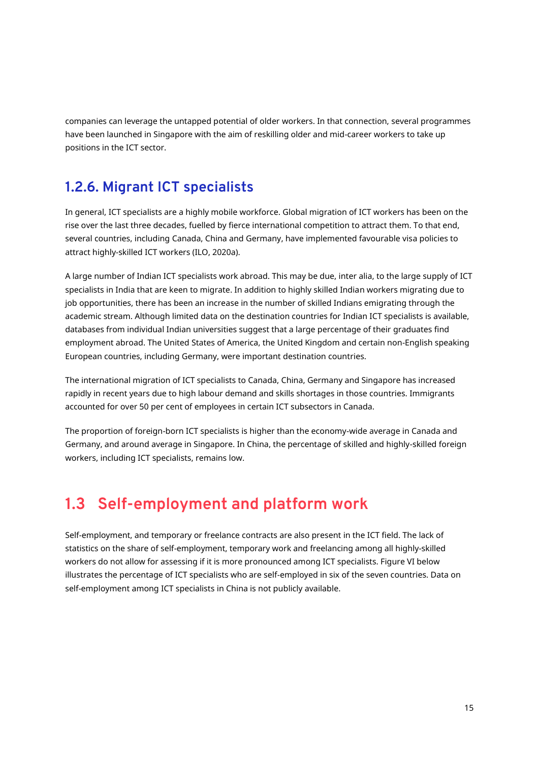companies can leverage the untapped potential of older workers. In that connection, several programmes have been launched in Singapore with the aim of reskilling older and mid-career workers to take up positions in the ICT sector.

### 1.2.6. Migrant ICT specialists

In general, ICT specialists are a highly mobile workforce. Global migration of ICT workers has been on the rise over the last three decades, fuelled by fierce international competition to attract them. To that end, several countries, including Canada, China and Germany, have implemented favourable visa policies to attract highly-skilled ICT workers (ILO, 2020a).

A large number of Indian ICT specialists work abroad. This may be due, inter alia, to the large supply of ICT specialists in India that are keen to migrate. In addition to highly skilled Indian workers migrating due to job opportunities, there has been an increase in the number of skilled Indians emigrating through the academic stream. Although limited data on the destination countries for Indian ICT specialists is available, databases from individual Indian universities suggest that a large percentage of their graduates find employment abroad. The United States of America, the United Kingdom and certain non-English speaking European countries, including Germany, were important destination countries.

The international migration of ICT specialists to Canada, China, Germany and Singapore has increased rapidly in recent years due to high labour demand and skills shortages in those countries. Immigrants accounted for over 50 per cent of employees in certain ICT subsectors in Canada.

The proportion of foreign-born ICT specialists is higher than the economy-wide average in Canada and Germany, and around average in Singapore. In China, the percentage of skilled and highly-skilled foreign workers, including ICT specialists, remains low.

## 1.3 Self-employment and platform work

Self-employment, and temporary or freelance contracts are also present in the ICT field. The lack of statistics on the share of self-employment, temporary work and freelancing among all highly-skilled workers do not allow for assessing if it is more pronounced among ICT specialists. Figure VI below illustrates the percentage of ICT specialists who are self-employed in six of the seven countries. Data on self-employment among ICT specialists in China is not publicly available.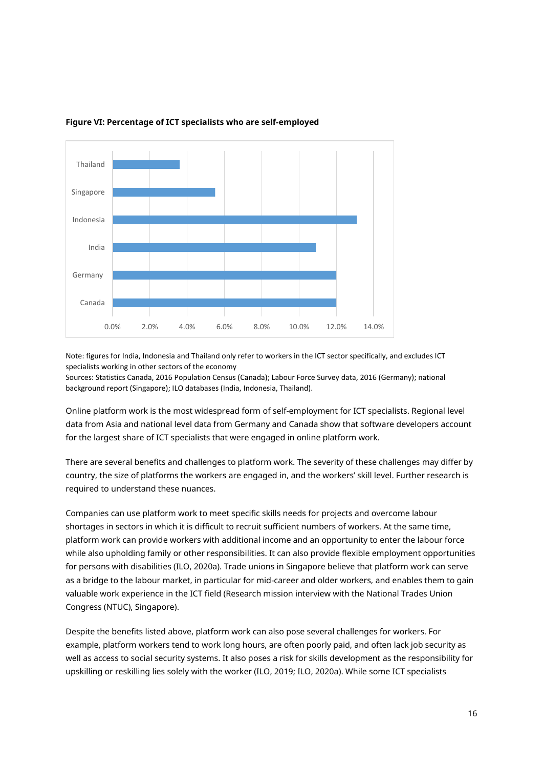**Figure VI: Percentage of ICT specialists who are self-employed**

Thailand
Singapore
Indonesia
India
Germany
Canada

0.0% 2.0% 4.0% 6.0% 8.0% 10.0% 12.0% 14.0%

Note: figures for India, Indonesia and Thailand only refer to workers in the ICT sector specifically, and excludes ICT specialists working in other sectors of the economy
Sources: Statistics Canada, 2016 Population Census (Canada); Labour Force Survey data, 2016 (Germany); national background report (Singapore); ILO databases (India, Indonesia, Thailand).

Online platform work is the most widespread form of self-employment for ICT specialists. Regional level data from Asia and national level data from Germany and Canada show that software developers account for the largest share of ICT specialists that were engaged in online platform work.

There are several benefits and challenges to platform work. The severity of these challenges may differ by country, the size of platforms the workers are engaged in, and the workers' skill level. Further research is required to understand these nuances.

Companies can use platform work to meet specific skills needs for projects and overcome labour shortages in sectors in which it is difficult to recruit sufficient numbers of workers. At the same time, platform work can provide workers with additional income and an opportunity to enter the labour force while also upholding family or other responsibilities. It can also provide flexible employment opportunities for persons with disabilities (ILO, 2020a). Trade unions in Singapore believe that platform work can serve as a bridge to the labour market, in particular for mid-career and older workers, and enables them to gain valuable work experience in the ICT field (Research mission interview with the National Trades Union Congress (NTUC), Singapore).

Despite the benefits listed above, platform work can also pose several challenges for workers. For example, platform workers tend to work long hours, are often poorly paid, and often lack job security as well as access to social security systems. It also poses a risk for skills development as the responsibility for upskilling or reskilling lies solely with the worker (ILO, 2019; ILO, 2020a). While some ICT specialists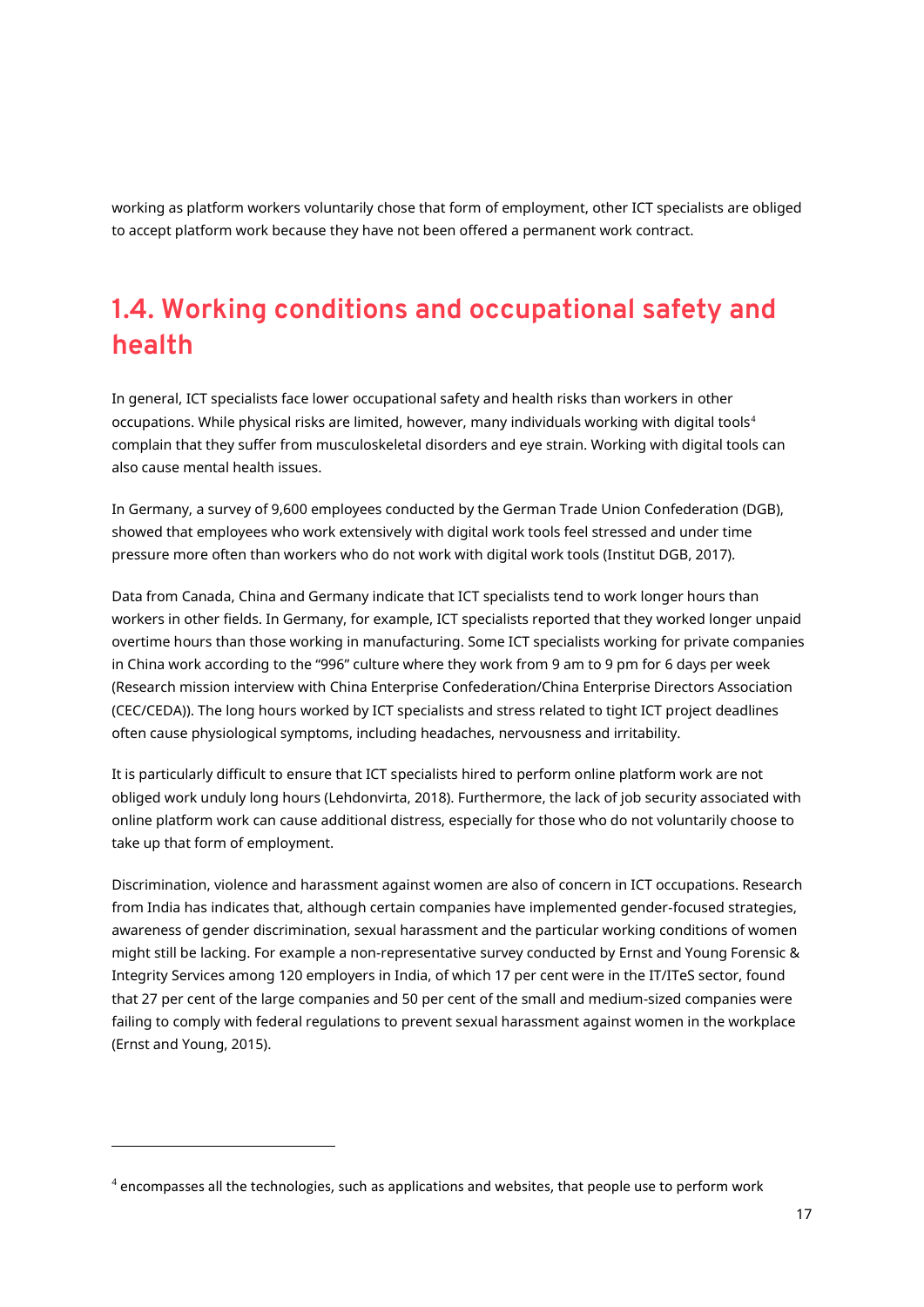working as platform workers voluntarily chose that form of employment, other ICT specialists are obliged to accept platform work because they have not been offered a permanent work contract.

## 1.4. Working conditions and occupational safety and health

In general, ICT specialists face lower occupational safety and health risks than workers in other occupations. While physical risks are limited, however, many individuals working with digital tools[4] complain that they suffer from musculoskeletal disorders and eye strain. Working with digital tools can also cause mental health issues.

In Germany, a survey of 9,600 employees conducted by the German Trade Union Confederation (DGB), showed that employees who work extensively with digital work tools feel stressed and under time pressure more often than workers who do not work with digital work tools (Institut DGB, 2017).

Data from Canada, China and Germany indicate that ICT specialists tend to work longer hours than workers in other fields. In Germany, for example, ICT specialists reported that they worked longer unpaid overtime hours than those working in manufacturing. Some ICT specialists working for private companies in China work according to the "996" culture where they work from 9 am to 9 pm for 6 days per week (Research mission interview with China Enterprise Confederation/China Enterprise Directors Association (CEC/CEDA)). The long hours worked by ICT specialists and stress related to tight ICT project deadlines often cause physiological symptoms, including headaches, nervousness and irritability.

It is particularly difficult to ensure that ICT specialists hired to perform online platform work are not obliged work unduly long hours (Lehdonvirta, 2018). Furthermore, the lack of job security associated with online platform work can cause additional distress, especially for those who do not voluntarily choose to take up that form of employment.

Discrimination, violence and harassment against women are also of concern in ICT occupations. Research from India has indicates that, although certain companies have implemented gender-focused strategies, awareness of gender discrimination, sexual harassment and the particular working conditions of women might still be lacking. For example a non-representative survey conducted by Ernst and Young Forensic & Integrity Services among 120 employers in India, of which 17 per cent were in the IT/ITeS sector, found that 27 per cent of the large companies and 50 per cent of the small and medium-sized companies were failing to comply with federal regulations to prevent sexual harassment against women in the workplace (Ernst and Young, 2015).

---

[4] encompasses all the technologies, such as applications and websites, that people use to perform work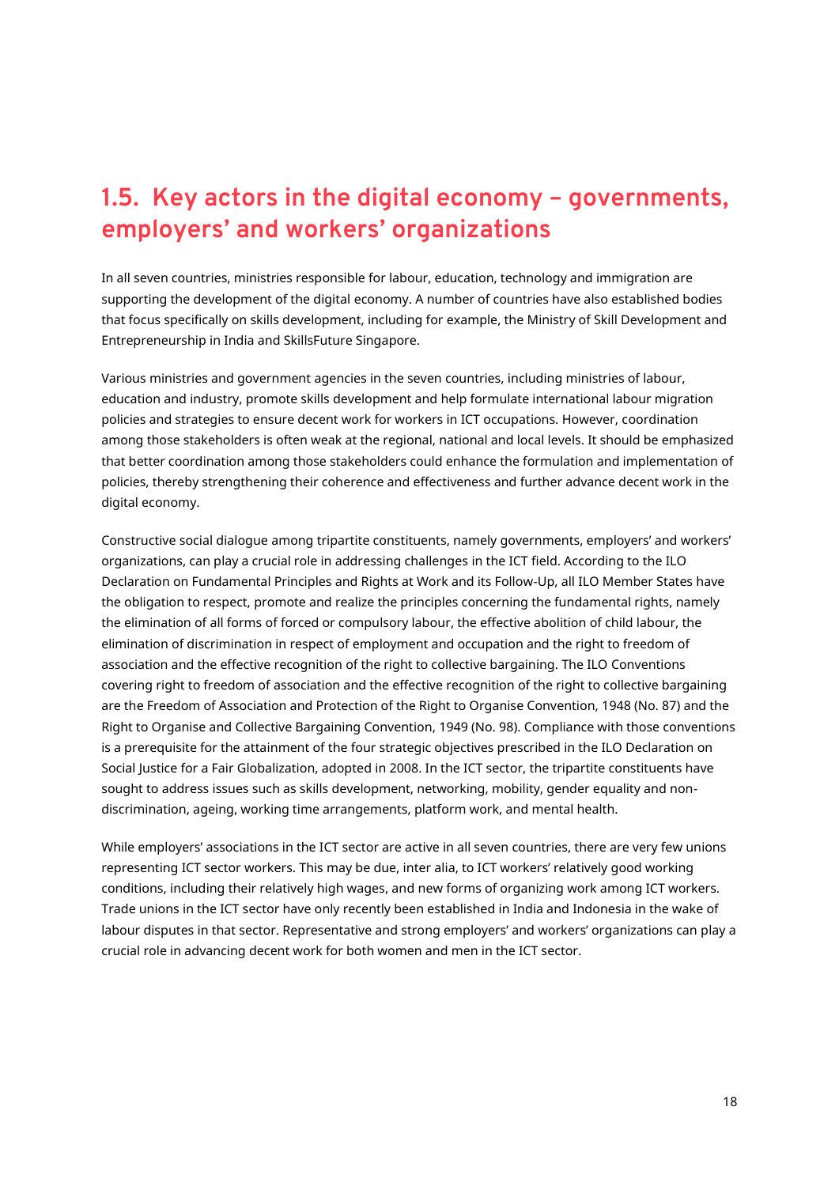## 1.5. Key actors in the digital economy – governments, employers' and workers' organizations

In all seven countries, ministries responsible for labour, education, technology and immigration are supporting the development of the digital economy. A number of countries have also established bodies that focus specifically on skills development, including for example, the Ministry of Skill Development and Entrepreneurship in India and SkillsFuture Singapore.

Various ministries and government agencies in the seven countries, including ministries of labour, education and industry, promote skills development and help formulate international labour migration policies and strategies to ensure decent work for workers in ICT occupations. However, coordination among those stakeholders is often weak at the regional, national and local levels. It should be emphasized that better coordination among those stakeholders could enhance the formulation and implementation of policies, thereby strengthening their coherence and effectiveness and further advance decent work in the digital economy.

Constructive social dialogue among tripartite constituents, namely governments, employers' and workers' organizations, can play a crucial role in addressing challenges in the ICT field. According to the ILO Declaration on Fundamental Principles and Rights at Work and its Follow-Up, all ILO Member States have the obligation to respect, promote and realize the principles concerning the fundamental rights, namely the elimination of all forms of forced or compulsory labour, the effective abolition of child labour, the elimination of discrimination in respect of employment and occupation and the right to freedom of association and the effective recognition of the right to collective bargaining. The ILO Conventions covering right to freedom of association and the effective recognition of the right to collective bargaining are the Freedom of Association and Protection of the Right to Organise Convention, 1948 (No. 87) and the Right to Organise and Collective Bargaining Convention, 1949 (No. 98). Compliance with those conventions is a prerequisite for the attainment of the four strategic objectives prescribed in the ILO Declaration on Social Justice for a Fair Globalization, adopted in 2008. In the ICT sector, the tripartite constituents have sought to address issues such as skills development, networking, mobility, gender equality and non-discrimination, ageing, working time arrangements, platform work, and mental health.

While employers' associations in the ICT sector are active in all seven countries, there are very few unions representing ICT sector workers. This may be due, inter alia, to ICT workers' relatively good working conditions, including their relatively high wages, and new forms of organizing work among ICT workers. Trade unions in the ICT sector have only recently been established in India and Indonesia in the wake of labour disputes in that sector. Representative and strong employers' and workers' organizations can play a crucial role in advancing decent work for both women and men in the ICT sector.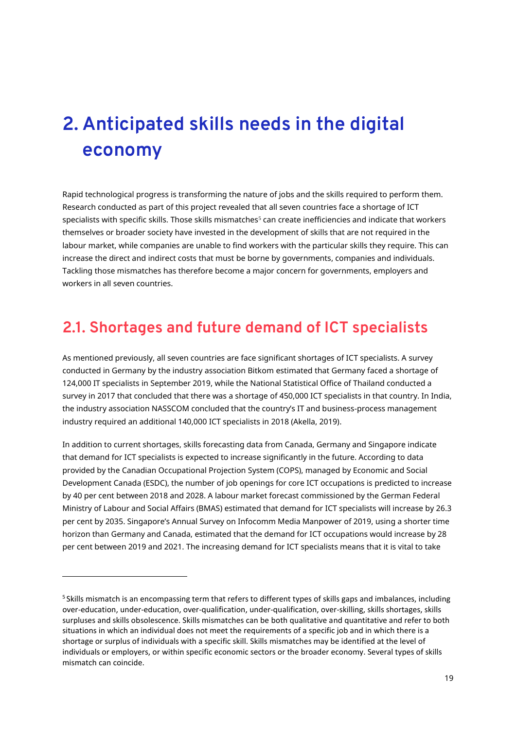# 2. Anticipated skills needs in the digital economy

Rapid technological progress is transforming the nature of jobs and the skills required to perform them. Research conducted as part of this project revealed that all seven countries face a shortage of ICT specialists with specific skills. Those skills mismatches[5] can create inefficiencies and indicate that workers themselves or broader society have invested in the development of skills that are not required in the labour market, while companies are unable to find workers with the particular skills they require. This can increase the direct and indirect costs that must be borne by governments, companies and individuals. Tackling those mismatches has therefore become a major concern for governments, employers and workers in all seven countries.

## 2.1. Shortages and future demand of ICT specialists

As mentioned previously, all seven countries are face significant shortages of ICT specialists. A survey conducted in Germany by the industry association Bitkom estimated that Germany faced a shortage of 124,000 IT specialists in September 2019, while the National Statistical Office of Thailand conducted a survey in 2017 that concluded that there was a shortage of 450,000 ICT specialists in that country. In India, the industry association NASSCOM concluded that the country's IT and business-process management industry required an additional 140,000 ICT specialists in 2018 (Akella, 2019).

In addition to current shortages, skills forecasting data from Canada, Germany and Singapore indicate that demand for ICT specialists is expected to increase significantly in the future. According to data provided by the Canadian Occupational Projection System (COPS), managed by Economic and Social Development Canada (ESDC), the number of job openings for core ICT occupations is predicted to increase by 40 per cent between 2018 and 2028. A labour market forecast commissioned by the German Federal Ministry of Labour and Social Affairs (BMAS) estimated that demand for ICT specialists will increase by 26.3 per cent by 2035. Singapore's Annual Survey on Infocomm Media Manpower of 2019, using a shorter time horizon than Germany and Canada, estimated that the demand for ICT occupations would increase by 28 per cent between 2019 and 2021. The increasing demand for ICT specialists means that it is vital to take

[5] Skills mismatch is an encompassing term that refers to different types of skills gaps and imbalances, including over-education, under-education, over-qualification, under-qualification, over-skilling, skills shortages, skills surpluses and skills obsolescence. Skills mismatches can be both qualitative and quantitative and refer to both situations in which an individual does not meet the requirements of a specific job and in which there is a shortage or surplus of individuals with a specific skill. Skills mismatches may be identified at the level of individuals or employers, or within specific economic sectors or the broader economy. Several types of skills mismatch can coincide.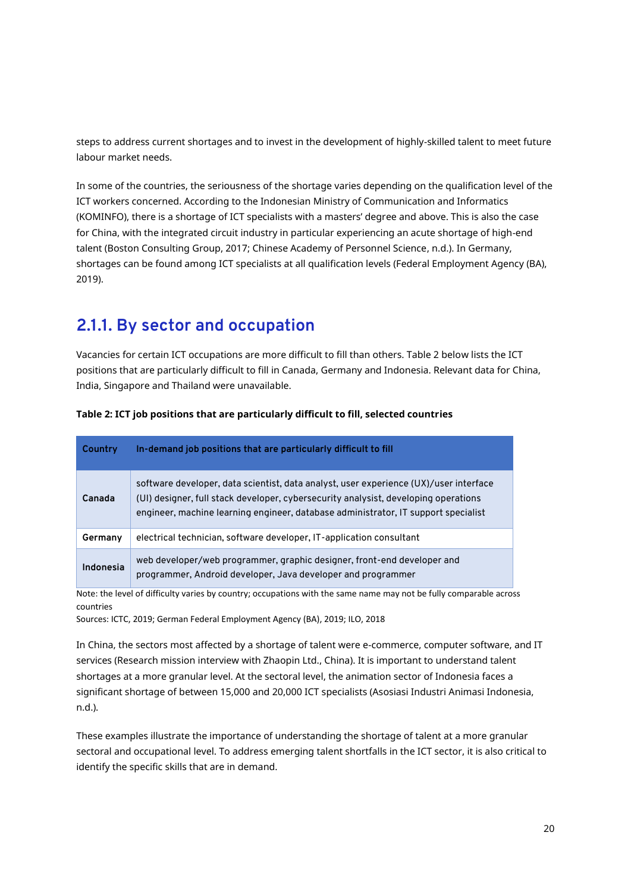steps to address current shortages and to invest in the development of highly-skilled talent to meet future labour market needs.

In some of the countries, the seriousness of the shortage varies depending on the qualification level of the ICT workers concerned. According to the Indonesian Ministry of Communication and Informatics (KOMINFO), there is a shortage of ICT specialists with a masters' degree and above. This is also the case for China, with the integrated circuit industry in particular experiencing an acute shortage of high-end talent (Boston Consulting Group, 2017; Chinese Academy of Personnel Science, n.d.). In Germany, shortages can be found among ICT specialists at all qualification levels (Federal Employment Agency (BA), 2019).

### 2.1.1. By sector and occupation

Vacancies for certain ICT occupations are more difficult to fill than others. Table 2 below lists the ICT positions that are particularly difficult to fill in Canada, Germany and Indonesia. Relevant data for China, India, Singapore and Thailand were unavailable.

**Table 2: ICT job positions that are particularly difficult to fill, selected countries**

| Country | In-demand job positions that are particularly difficult to fill |
|---|---|
| Canada | software developer, data scientist, data analyst, user experience (UX)/user interface (UI) designer, full stack developer, cybersecurity analyst, developing operations engineer, machine learning engineer, database administrator, IT support specialist |
| Germany | electrical technician, software developer, IT-application consultant |
| Indonesia | web developer/web programmer, graphic designer, front-end developer and programmer, Android developer, Java developer and programmer |

Note: the level of difficulty varies by country; occupations with the same name may not be fully comparable across countries

Sources: ICTC, 2019; German Federal Employment Agency (BA), 2019; ILO, 2018

In China, the sectors most affected by a shortage of talent were e-commerce, computer software, and IT services (Research mission interview with Zhaopin Ltd., China). It is important to understand talent shortages at a more granular level. At the sectoral level, the animation sector of Indonesia faces a significant shortage of between 15,000 and 20,000 ICT specialists (Asosiasi Industri Animasi Indonesia, n.d.).

These examples illustrate the importance of understanding the shortage of talent at a more granular sectoral and occupational level. To address emerging talent shortfalls in the ICT sector, it is also critical to identify the specific skills that are in demand.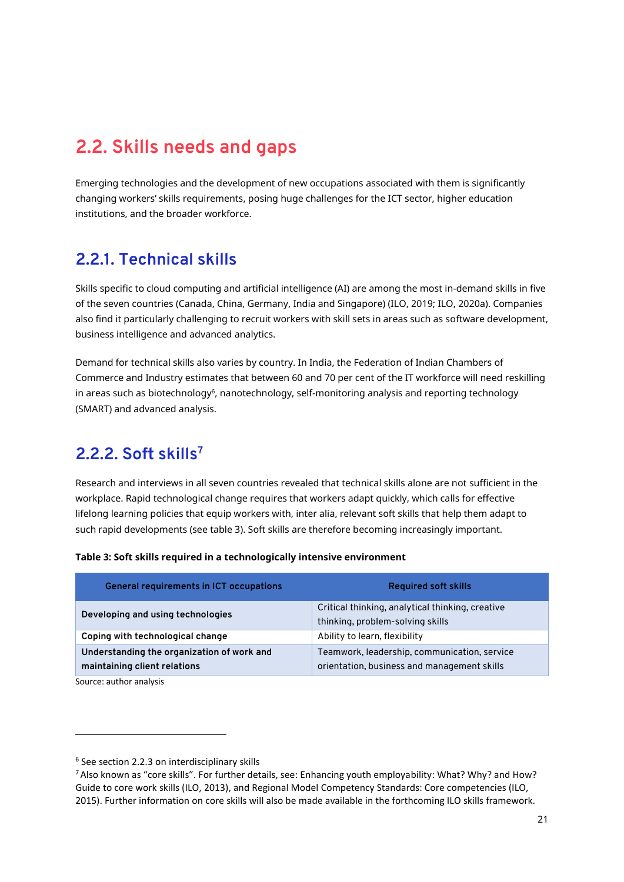## 2.2. Skills needs and gaps

Emerging technologies and the development of new occupations associated with them is significantly changing workers' skills requirements, posing huge challenges for the ICT sector, higher education institutions, and the broader workforce.

### 2.2.1. Technical skills

Skills specific to cloud computing and artificial intelligence (AI) are among the most in-demand skills in five of the seven countries (Canada, China, Germany, India and Singapore) (ILO, 2019; ILO, 2020a). Companies also find it particularly challenging to recruit workers with skill sets in areas such as software development, business intelligence and advanced analytics.

Demand for technical skills also varies by country. In India, the Federation of Indian Chambers of Commerce and Industry estimates that between 60 and 70 per cent of the IT workforce will need reskilling in areas such as biotechnology[6], nanotechnology, self-monitoring analysis and reporting technology (SMART) and advanced analysis.

### 2.2.2. Soft skills[7]

Research and interviews in all seven countries revealed that technical skills alone are not sufficient in the workplace. Rapid technological change requires that workers adapt quickly, which calls for effective lifelong learning policies that equip workers with, inter alia, relevant soft skills that help them adapt to such rapid developments (see table 3). Soft skills are therefore becoming increasingly important.

**Table 3: Soft skills required in a technologically intensive environment**

| General requirements in ICT occupations | Required soft skills |
|---|---|
| **Developing and using technologies** | Critical thinking, analytical thinking, creative thinking, problem-solving skills |
| **Coping with technological change** | Ability to learn, flexibility |
| **Understanding the organization of work and maintaining client relations** | Teamwork, leadership, communication, service orientation, business and management skills |

Source: author analysis

[6] See section 2.2.3 on interdisciplinary skills

[7] Also known as "core skills". For further details, see: Enhancing youth employability: What? Why? and How? Guide to core work skills (ILO, 2013), and Regional Model Competency Standards: Core competencies (ILO, 2015). Further information on core skills will also be made available in the forthcoming ILO skills framework.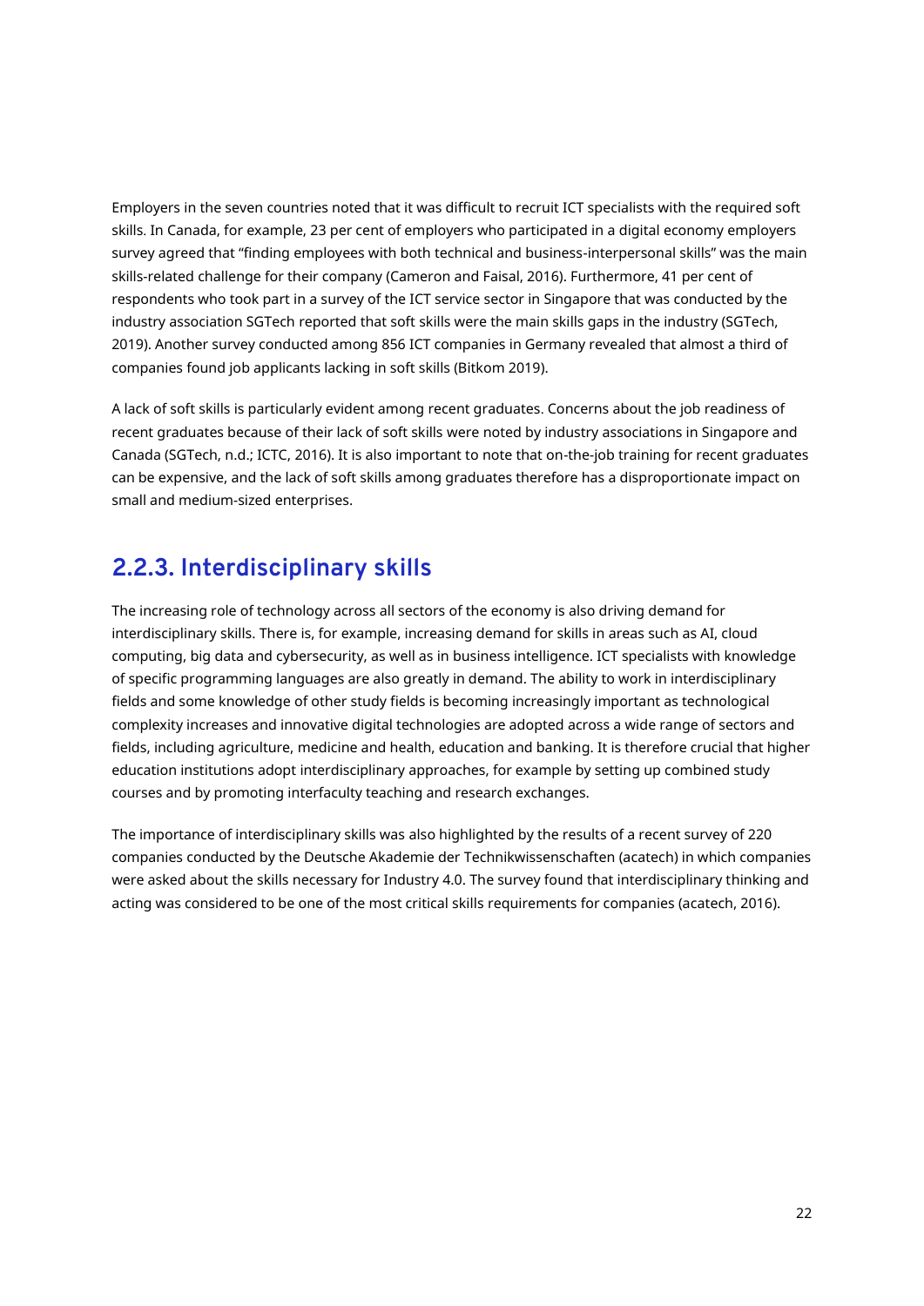Employers in the seven countries noted that it was difficult to recruit ICT specialists with the required soft skills. In Canada, for example, 23 per cent of employers who participated in a digital economy employers survey agreed that "finding employees with both technical and business-interpersonal skills" was the main skills-related challenge for their company (Cameron and Faisal, 2016). Furthermore, 41 per cent of respondents who took part in a survey of the ICT service sector in Singapore that was conducted by the industry association SGTech reported that soft skills were the main skills gaps in the industry (SGTech, 2019). Another survey conducted among 856 ICT companies in Germany revealed that almost a third of companies found job applicants lacking in soft skills (Bitkom 2019).

A lack of soft skills is particularly evident among recent graduates. Concerns about the job readiness of recent graduates because of their lack of soft skills were noted by industry associations in Singapore and Canada (SGTech, n.d.; ICTC, 2016). It is also important to note that on-the-job training for recent graduates can be expensive, and the lack of soft skills among graduates therefore has a disproportionate impact on small and medium-sized enterprises.

### 2.2.3. Interdisciplinary skills

The increasing role of technology across all sectors of the economy is also driving demand for interdisciplinary skills. There is, for example, increasing demand for skills in areas such as AI, cloud computing, big data and cybersecurity, as well as in business intelligence. ICT specialists with knowledge of specific programming languages are also greatly in demand. The ability to work in interdisciplinary fields and some knowledge of other study fields is becoming increasingly important as technological complexity increases and innovative digital technologies are adopted across a wide range of sectors and fields, including agriculture, medicine and health, education and banking. It is therefore crucial that higher education institutions adopt interdisciplinary approaches, for example by setting up combined study courses and by promoting interfaculty teaching and research exchanges.

The importance of interdisciplinary skills was also highlighted by the results of a recent survey of 220 companies conducted by the Deutsche Akademie der Technikwissenschaften (acatech) in which companies were asked about the skills necessary for Industry 4.0. The survey found that interdisciplinary thinking and acting was considered to be one of the most critical skills requirements for companies (acatech, 2016).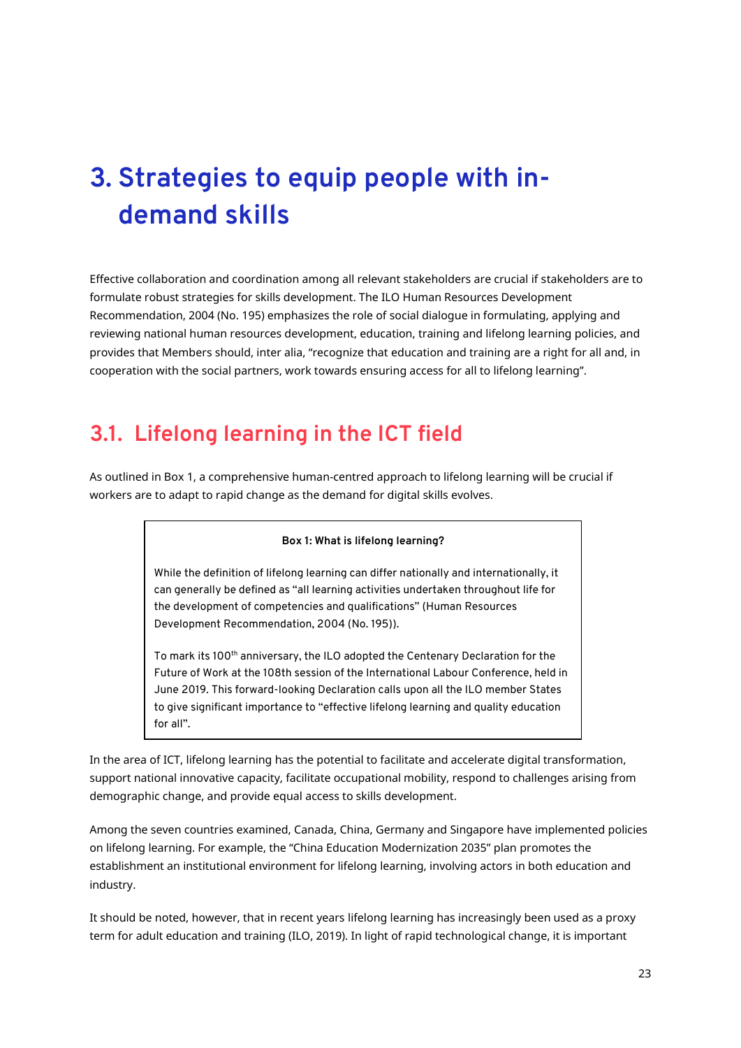# 3. Strategies to equip people with in-demand skills

Effective collaboration and coordination among all relevant stakeholders are crucial if stakeholders are to formulate robust strategies for skills development. The ILO Human Resources Development Recommendation, 2004 (No. 195) emphasizes the role of social dialogue in formulating, applying and reviewing national human resources development, education, training and lifelong learning policies, and provides that Members should, inter alia, "recognize that education and training are a right for all and, in cooperation with the social partners, work towards ensuring access for all to lifelong learning".

## 3.1. Lifelong learning in the ICT field

As outlined in Box 1, a comprehensive human-centred approach to lifelong learning will be crucial if workers are to adapt to rapid change as the demand for digital skills evolves.

> **Box 1: What is lifelong learning?**
>
> While the definition of lifelong learning can differ nationally and internationally, it can generally be defined as "all learning activities undertaken throughout life for the development of competencies and qualifications" (Human Resources Development Recommendation, 2004 (No. 195)).
>
> To mark its 100th anniversary, the ILO adopted the Centenary Declaration for the Future of Work at the 108th session of the International Labour Conference, held in June 2019. This forward-looking Declaration calls upon all the ILO member States to give significant importance to "effective lifelong learning and quality education for all".

In the area of ICT, lifelong learning has the potential to facilitate and accelerate digital transformation, support national innovative capacity, facilitate occupational mobility, respond to challenges arising from demographic change, and provide equal access to skills development.

Among the seven countries examined, Canada, China, Germany and Singapore have implemented policies on lifelong learning. For example, the "China Education Modernization 2035" plan promotes the establishment an institutional environment for lifelong learning, involving actors in both education and industry.

It should be noted, however, that in recent years lifelong learning has increasingly been used as a proxy term for adult education and training (ILO, 2019). In light of rapid technological change, it is important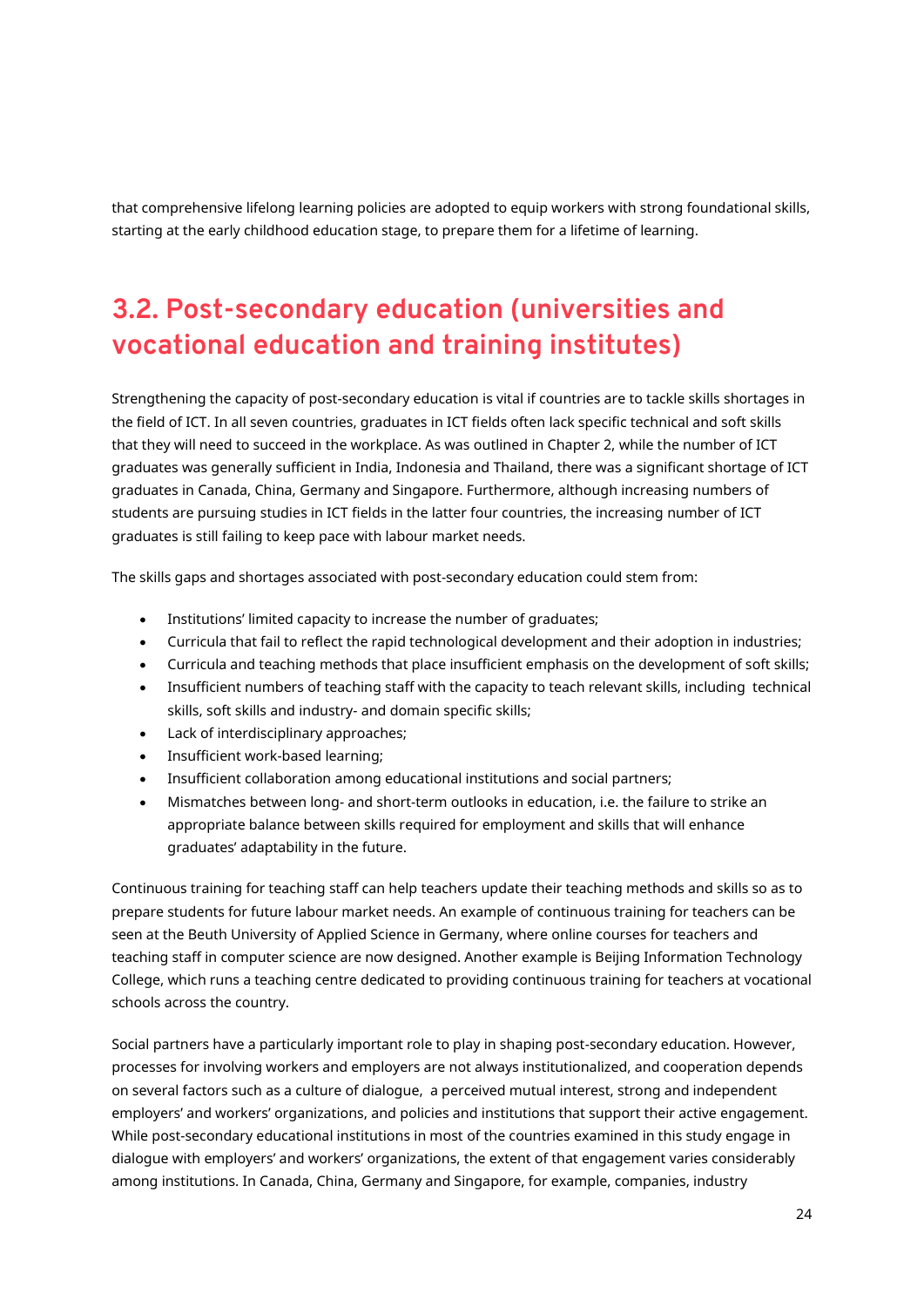that comprehensive lifelong learning policies are adopted to equip workers with strong foundational skills, starting at the early childhood education stage, to prepare them for a lifetime of learning.

## 3.2. Post-secondary education (universities and vocational education and training institutes)

Strengthening the capacity of post-secondary education is vital if countries are to tackle skills shortages in the field of ICT. In all seven countries, graduates in ICT fields often lack specific technical and soft skills that they will need to succeed in the workplace. As was outlined in Chapter 2, while the number of ICT graduates was generally sufficient in India, Indonesia and Thailand, there was a significant shortage of ICT graduates in Canada, China, Germany and Singapore. Furthermore, although increasing numbers of students are pursuing studies in ICT fields in the latter four countries, the increasing number of ICT graduates is still failing to keep pace with labour market needs.

The skills gaps and shortages associated with post-secondary education could stem from:

- Institutions' limited capacity to increase the number of graduates;
- Curricula that fail to reflect the rapid technological development and their adoption in industries;
- Curricula and teaching methods that place insufficient emphasis on the development of soft skills;
- Insufficient numbers of teaching staff with the capacity to teach relevant skills, including technical skills, soft skills and industry- and domain specific skills;
- Lack of interdisciplinary approaches;
- Insufficient work-based learning;
- Insufficient collaboration among educational institutions and social partners;
- Mismatches between long- and short-term outlooks in education, i.e. the failure to strike an appropriate balance between skills required for employment and skills that will enhance graduates' adaptability in the future.

Continuous training for teaching staff can help teachers update their teaching methods and skills so as to prepare students for future labour market needs. An example of continuous training for teachers can be seen at the Beuth University of Applied Science in Germany, where online courses for teachers and teaching staff in computer science are now designed. Another example is Beijing Information Technology College, which runs a teaching centre dedicated to providing continuous training for teachers at vocational schools across the country.

Social partners have a particularly important role to play in shaping post-secondary education. However, processes for involving workers and employers are not always institutionalized, and cooperation depends on several factors such as a culture of dialogue, a perceived mutual interest, strong and independent employers' and workers' organizations, and policies and institutions that support their active engagement. While post-secondary educational institutions in most of the countries examined in this study engage in dialogue with employers' and workers' organizations, the extent of that engagement varies considerably among institutions. In Canada, China, Germany and Singapore, for example, companies, industry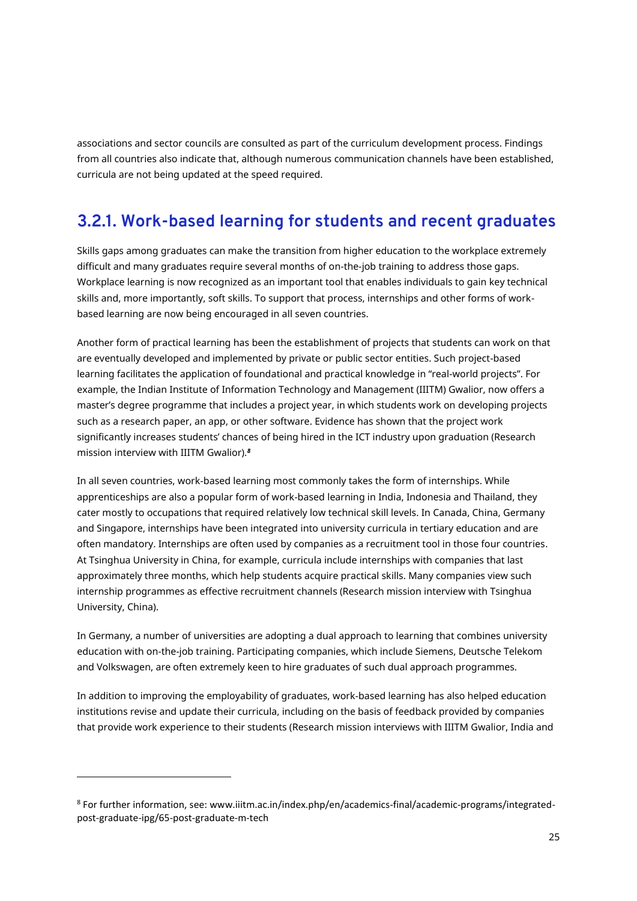associations and sector councils are consulted as part of the curriculum development process. Findings from all countries also indicate that, although numerous communication channels have been established, curricula are not being updated at the speed required.

### 3.2.1. Work-based learning for students and recent graduates

Skills gaps among graduates can make the transition from higher education to the workplace extremely difficult and many graduates require several months of on-the-job training to address those gaps. Workplace learning is now recognized as an important tool that enables individuals to gain key technical skills and, more importantly, soft skills. To support that process, internships and other forms of work-based learning are now being encouraged in all seven countries.

Another form of practical learning has been the establishment of projects that students can work on that are eventually developed and implemented by private or public sector entities. Such project-based learning facilitates the application of foundational and practical knowledge in "real-world projects". For example, the Indian Institute of Information Technology and Management (IIITM) Gwalior, now offers a master's degree programme that includes a project year, in which students work on developing projects such as a research paper, an app, or other software. Evidence has shown that the project work significantly increases students' chances of being hired in the ICT industry upon graduation (Research mission interview with IIITM Gwalior).[8]

In all seven countries, work-based learning most commonly takes the form of internships. While apprenticeships are also a popular form of work-based learning in India, Indonesia and Thailand, they cater mostly to occupations that required relatively low technical skill levels. In Canada, China, Germany and Singapore, internships have been integrated into university curricula in tertiary education and are often mandatory. Internships are often used by companies as a recruitment tool in those four countries. At Tsinghua University in China, for example, curricula include internships with companies that last approximately three months, which help students acquire practical skills. Many companies view such internship programmes as effective recruitment channels (Research mission interview with Tsinghua University, China).

In Germany, a number of universities are adopting a dual approach to learning that combines university education with on-the-job training. Participating companies, which include Siemens, Deutsche Telekom and Volkswagen, are often extremely keen to hire graduates of such dual approach programmes.

In addition to improving the employability of graduates, work-based learning has also helped education institutions revise and update their curricula, including on the basis of feedback provided by companies that provide work experience to their students (Research mission interviews with IIITM Gwalior, India and

---

[8] For further information, see: www.iiitm.ac.in/index.php/en/academics-final/academic-programs/integrated-post-graduate-ipg/65-post-graduate-m-tech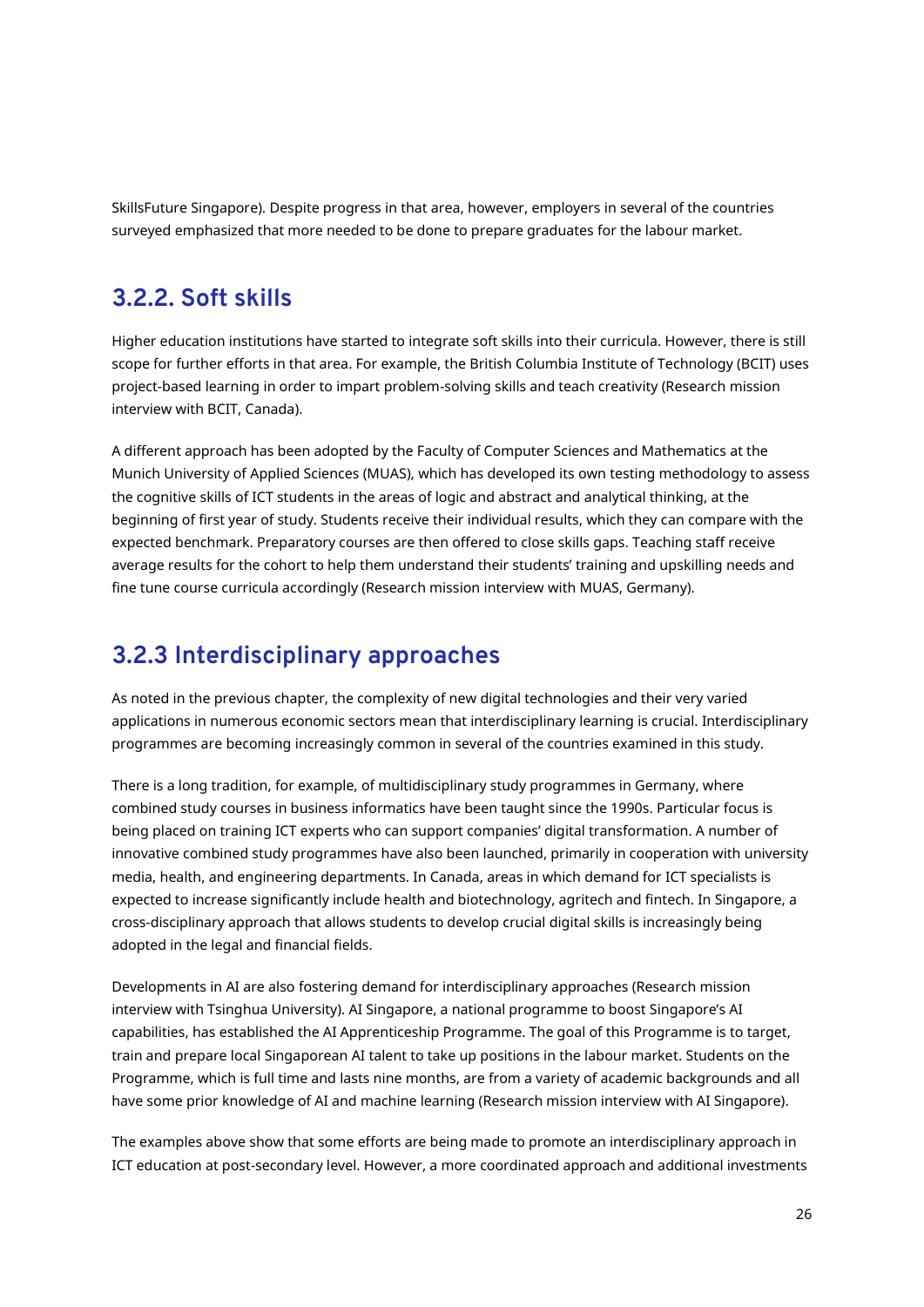SkillsFuture Singapore). Despite progress in that area, however, employers in several of the countries surveyed emphasized that more needed to be done to prepare graduates for the labour market.

### 3.2.2. Soft skills

Higher education institutions have started to integrate soft skills into their curricula. However, there is still scope for further efforts in that area. For example, the British Columbia Institute of Technology (BCIT) uses project-based learning in order to impart problem-solving skills and teach creativity (Research mission interview with BCIT, Canada).

A different approach has been adopted by the Faculty of Computer Sciences and Mathematics at the Munich University of Applied Sciences (MUAS), which has developed its own testing methodology to assess the cognitive skills of ICT students in the areas of logic and abstract and analytical thinking, at the beginning of first year of study. Students receive their individual results, which they can compare with the expected benchmark. Preparatory courses are then offered to close skills gaps. Teaching staff receive average results for the cohort to help them understand their students' training and upskilling needs and fine tune course curricula accordingly (Research mission interview with MUAS, Germany).

### 3.2.3 Interdisciplinary approaches

As noted in the previous chapter, the complexity of new digital technologies and their very varied applications in numerous economic sectors mean that interdisciplinary learning is crucial. Interdisciplinary programmes are becoming increasingly common in several of the countries examined in this study.

There is a long tradition, for example, of multidisciplinary study programmes in Germany, where combined study courses in business informatics have been taught since the 1990s. Particular focus is being placed on training ICT experts who can support companies' digital transformation. A number of innovative combined study programmes have also been launched, primarily in cooperation with university media, health, and engineering departments. In Canada, areas in which demand for ICT specialists is expected to increase significantly include health and biotechnology, agritech and fintech. In Singapore, a cross-disciplinary approach that allows students to develop crucial digital skills is increasingly being adopted in the legal and financial fields.

Developments in AI are also fostering demand for interdisciplinary approaches (Research mission interview with Tsinghua University). AI Singapore, a national programme to boost Singapore's AI capabilities, has established the AI Apprenticeship Programme. The goal of this Programme is to target, train and prepare local Singaporean AI talent to take up positions in the labour market. Students on the Programme, which is full time and lasts nine months, are from a variety of academic backgrounds and all have some prior knowledge of AI and machine learning (Research mission interview with AI Singapore).

The examples above show that some efforts are being made to promote an interdisciplinary approach in ICT education at post-secondary level. However, a more coordinated approach and additional investments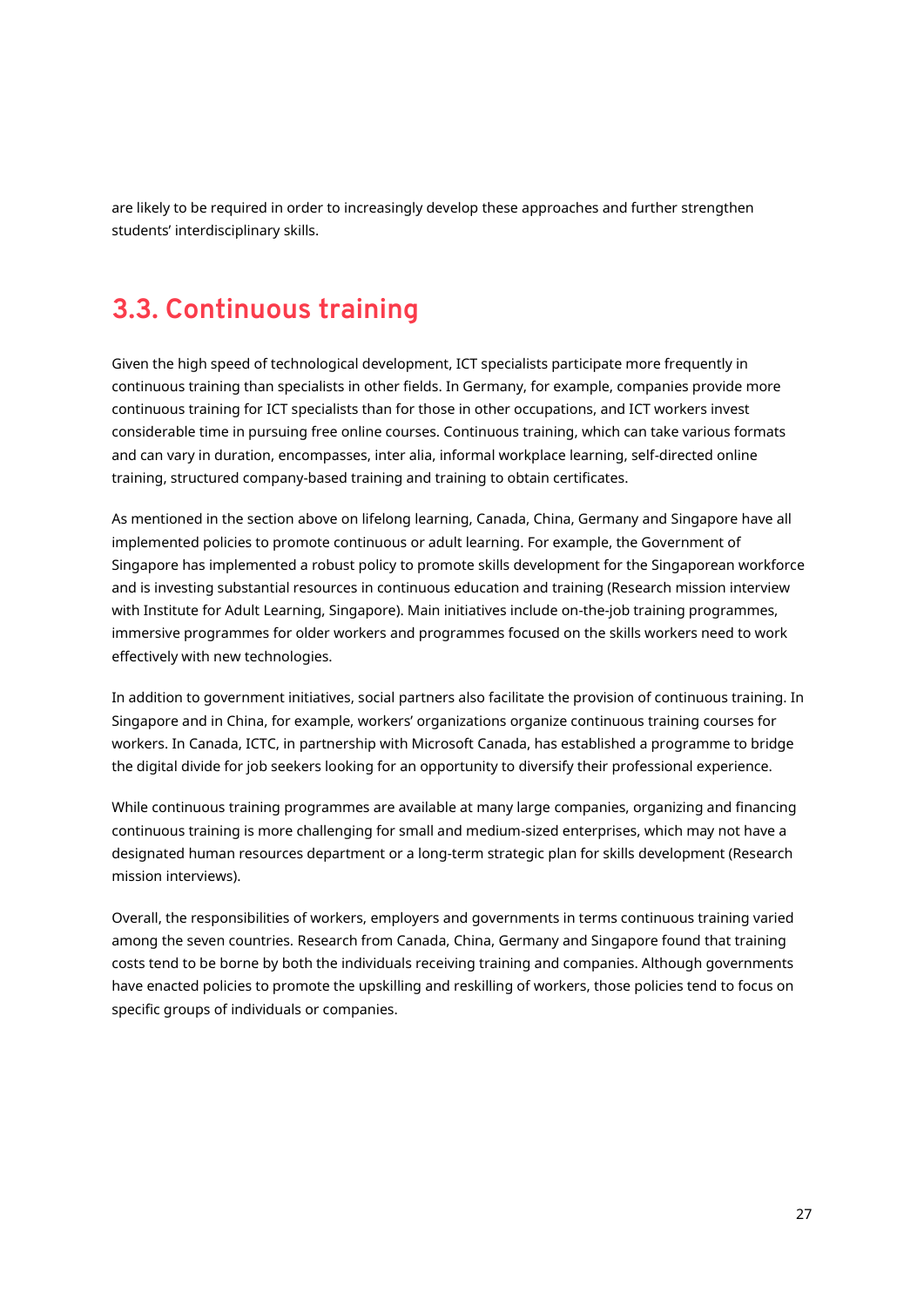are likely to be required in order to increasingly develop these approaches and further strengthen students' interdisciplinary skills.

## 3.3. Continuous training

Given the high speed of technological development, ICT specialists participate more frequently in continuous training than specialists in other fields. In Germany, for example, companies provide more continuous training for ICT specialists than for those in other occupations, and ICT workers invest considerable time in pursuing free online courses. Continuous training, which can take various formats and can vary in duration, encompasses, inter alia, informal workplace learning, self-directed online training, structured company-based training and training to obtain certificates.

As mentioned in the section above on lifelong learning, Canada, China, Germany and Singapore have all implemented policies to promote continuous or adult learning. For example, the Government of Singapore has implemented a robust policy to promote skills development for the Singaporean workforce and is investing substantial resources in continuous education and training (Research mission interview with Institute for Adult Learning, Singapore). Main initiatives include on-the-job training programmes, immersive programmes for older workers and programmes focused on the skills workers need to work effectively with new technologies.

In addition to government initiatives, social partners also facilitate the provision of continuous training. In Singapore and in China, for example, workers' organizations organize continuous training courses for workers. In Canada, ICTC, in partnership with Microsoft Canada, has established a programme to bridge the digital divide for job seekers looking for an opportunity to diversify their professional experience.

While continuous training programmes are available at many large companies, organizing and financing continuous training is more challenging for small and medium-sized enterprises, which may not have a designated human resources department or a long-term strategic plan for skills development (Research mission interviews).

Overall, the responsibilities of workers, employers and governments in terms continuous training varied among the seven countries. Research from Canada, China, Germany and Singapore found that training costs tend to be borne by both the individuals receiving training and companies. Although governments have enacted policies to promote the upskilling and reskilling of workers, those policies tend to focus on specific groups of individuals or companies.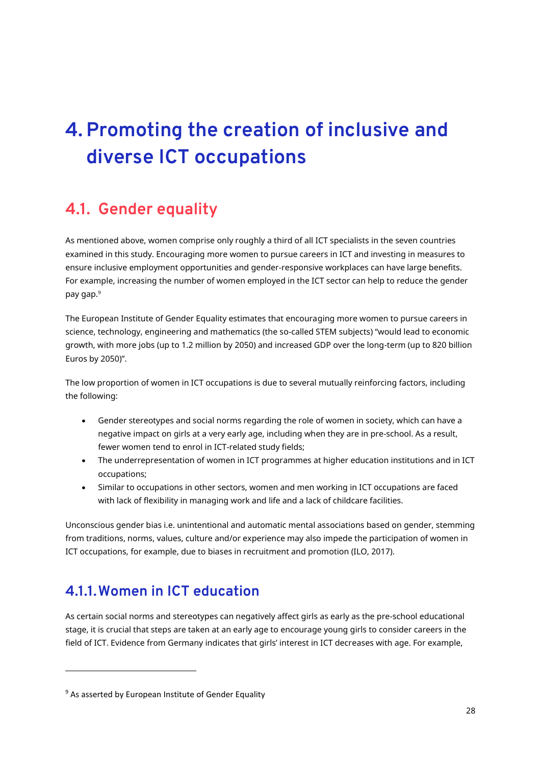# 4. Promoting the creation of inclusive and diverse ICT occupations

## 4.1. Gender equality

As mentioned above, women comprise only roughly a third of all ICT specialists in the seven countries examined in this study. Encouraging more women to pursue careers in ICT and investing in measures to ensure inclusive employment opportunities and gender-responsive workplaces can have large benefits. For example, increasing the number of women employed in the ICT sector can help to reduce the gender pay gap.[9]

The European Institute of Gender Equality estimates that encouraging more women to pursue careers in science, technology, engineering and mathematics (the so-called STEM subjects) "would lead to economic growth, with more jobs (up to 1.2 million by 2050) and increased GDP over the long-term (up to 820 billion Euros by 2050)".

The low proportion of women in ICT occupations is due to several mutually reinforcing factors, including the following:

- Gender stereotypes and social norms regarding the role of women in society, which can have a negative impact on girls at a very early age, including when they are in pre-school. As a result, fewer women tend to enrol in ICT-related study fields;
- The underrepresentation of women in ICT programmes at higher education institutions and in ICT occupations;
- Similar to occupations in other sectors, women and men working in ICT occupations are faced with lack of flexibility in managing work and life and a lack of childcare facilities.

Unconscious gender bias i.e. unintentional and automatic mental associations based on gender, stemming from traditions, norms, values, culture and/or experience may also impede the participation of women in ICT occupations, for example, due to biases in recruitment and promotion (ILO, 2017).

### 4.1.1. Women in ICT education

As certain social norms and stereotypes can negatively affect girls as early as the pre-school educational stage, it is crucial that steps are taken at an early age to encourage young girls to consider careers in the field of ICT. Evidence from Germany indicates that girls' interest in ICT decreases with age. For example,

[9] As asserted by European Institute of Gender Equality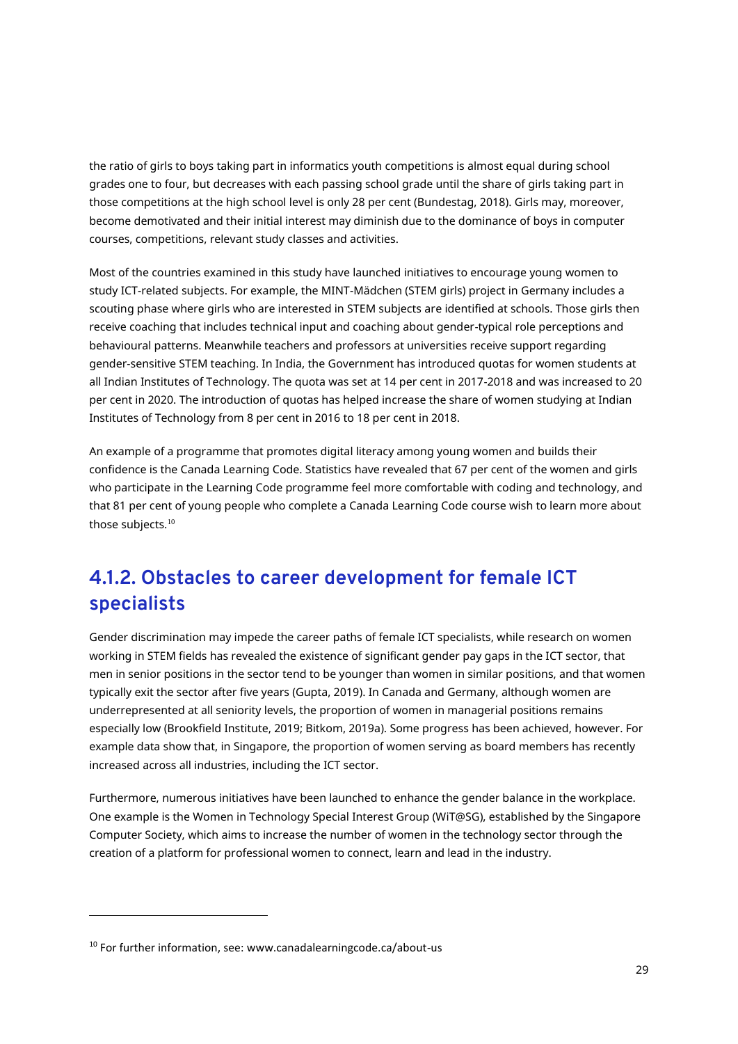the ratio of girls to boys taking part in informatics youth competitions is almost equal during school grades one to four, but decreases with each passing school grade until the share of girls taking part in those competitions at the high school level is only 28 per cent (Bundestag, 2018). Girls may, moreover, become demotivated and their initial interest may diminish due to the dominance of boys in computer courses, competitions, relevant study classes and activities.

Most of the countries examined in this study have launched initiatives to encourage young women to study ICT-related subjects. For example, the MINT-Mädchen (STEM girls) project in Germany includes a scouting phase where girls who are interested in STEM subjects are identified at schools. Those girls then receive coaching that includes technical input and coaching about gender-typical role perceptions and behavioural patterns. Meanwhile teachers and professors at universities receive support regarding gender-sensitive STEM teaching. In India, the Government has introduced quotas for women students at all Indian Institutes of Technology. The quota was set at 14 per cent in 2017-2018 and was increased to 20 per cent in 2020. The introduction of quotas has helped increase the share of women studying at Indian Institutes of Technology from 8 per cent in 2016 to 18 per cent in 2018.

An example of a programme that promotes digital literacy among young women and builds their confidence is the Canada Learning Code. Statistics have revealed that 67 per cent of the women and girls who participate in the Learning Code programme feel more comfortable with coding and technology, and that 81 per cent of young people who complete a Canada Learning Code course wish to learn more about those subjects.[10]

### 4.1.2. Obstacles to career development for female ICT specialists

Gender discrimination may impede the career paths of female ICT specialists, while research on women working in STEM fields has revealed the existence of significant gender pay gaps in the ICT sector, that men in senior positions in the sector tend to be younger than women in similar positions, and that women typically exit the sector after five years (Gupta, 2019). In Canada and Germany, although women are underrepresented at all seniority levels, the proportion of women in managerial positions remains especially low (Brookfield Institute, 2019; Bitkom, 2019a). Some progress has been achieved, however. For example data show that, in Singapore, the proportion of women serving as board members has recently increased across all industries, including the ICT sector.

Furthermore, numerous initiatives have been launched to enhance the gender balance in the workplace. One example is the Women in Technology Special Interest Group (WiT@SG), established by the Singapore Computer Society, which aims to increase the number of women in the technology sector through the creation of a platform for professional women to connect, learn and lead in the industry.

---

[10] For further information, see: www.canadalearningcode.ca/about-us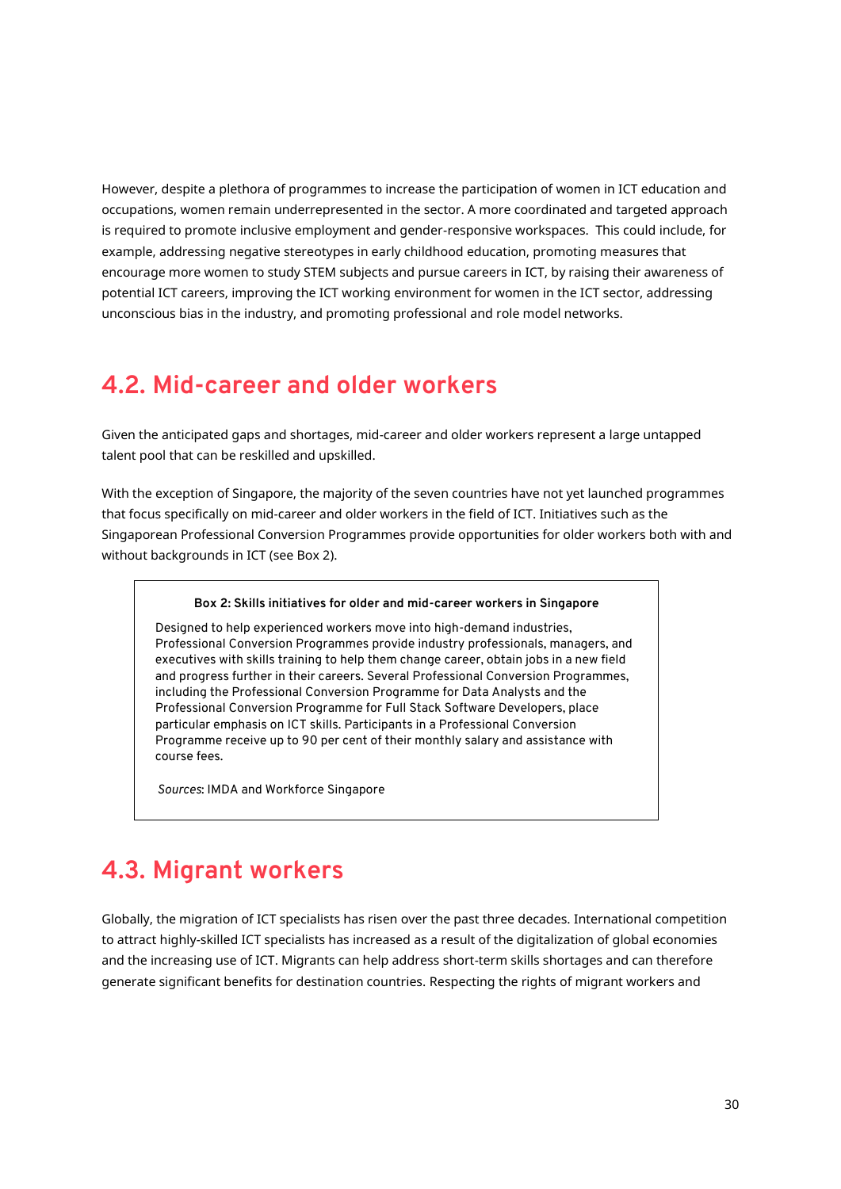However, despite a plethora of programmes to increase the participation of women in ICT education and occupations, women remain underrepresented in the sector. A more coordinated and targeted approach is required to promote inclusive employment and gender-responsive workspaces. This could include, for example, addressing negative stereotypes in early childhood education, promoting measures that encourage more women to study STEM subjects and pursue careers in ICT, by raising their awareness of potential ICT careers, improving the ICT working environment for women in the ICT sector, addressing unconscious bias in the industry, and promoting professional and role model networks.

## 4.2. Mid-career and older workers

Given the anticipated gaps and shortages, mid-career and older workers represent a large untapped talent pool that can be reskilled and upskilled.

With the exception of Singapore, the majority of the seven countries have not yet launched programmes that focus specifically on mid-career and older workers in the field of ICT. Initiatives such as the Singaporean Professional Conversion Programmes provide opportunities for older workers both with and without backgrounds in ICT (see Box 2).

**Box 2: Skills initiatives for older and mid-career workers in Singapore**

Designed to help experienced workers move into high-demand industries, Professional Conversion Programmes provide industry professionals, managers, and executives with skills training to help them change career, obtain jobs in a new field and progress further in their careers. Several Professional Conversion Programmes, including the Professional Conversion Programme for Data Analysts and the Professional Conversion Programme for Full Stack Software Developers, place particular emphasis on ICT skills. Participants in a Professional Conversion Programme receive up to 90 per cent of their monthly salary and assistance with course fees.

*Sources*: IMDA and Workforce Singapore

## 4.3. Migrant workers

Globally, the migration of ICT specialists has risen over the past three decades. International competition to attract highly-skilled ICT specialists has increased as a result of the digitalization of global economies and the increasing use of ICT. Migrants can help address short-term skills shortages and can therefore generate significant benefits for destination countries. Respecting the rights of migrant workers and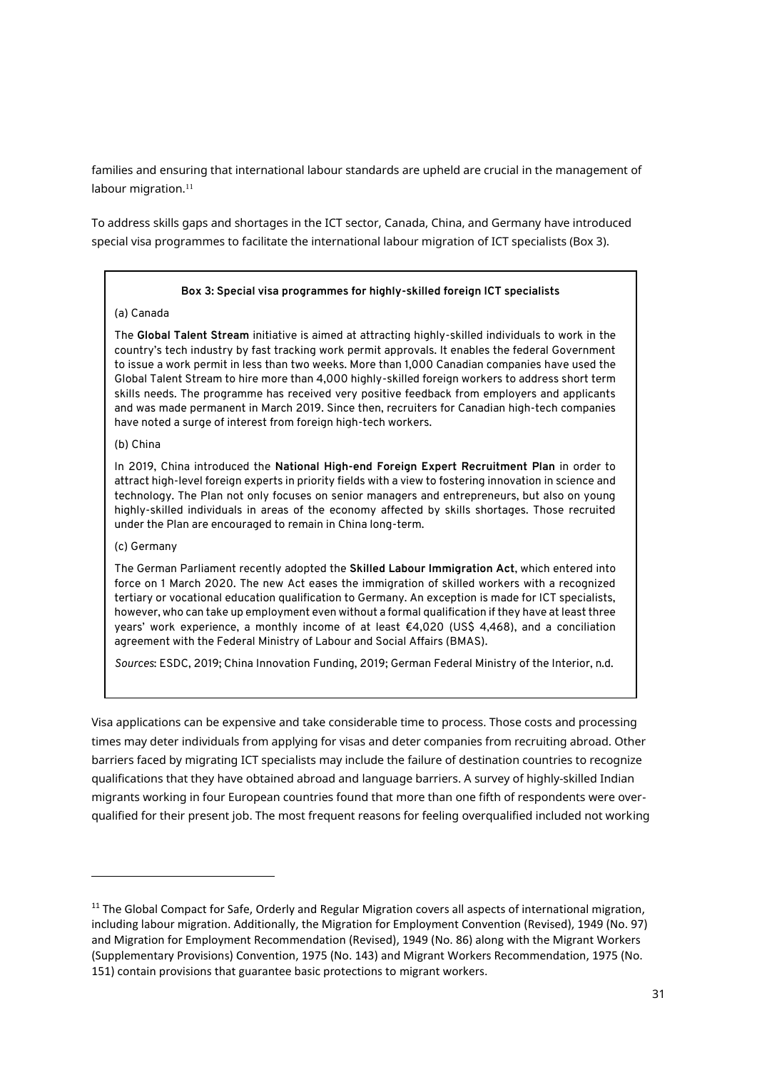families and ensuring that international labour standards are upheld are crucial in the management of labour migration.[11]

To address skills gaps and shortages in the ICT sector, Canada, China, and Germany have introduced special visa programmes to facilitate the international labour migration of ICT specialists (Box 3).

**Box 3: Special visa programmes for highly-skilled foreign ICT specialists**

(a) Canada

The **Global Talent Stream** initiative is aimed at attracting highly-skilled individuals to work in the country's tech industry by fast tracking work permit approvals. It enables the federal Government to issue a work permit in less than two weeks. More than 1,000 Canadian companies have used the Global Talent Stream to hire more than 4,000 highly-skilled foreign workers to address short term skills needs. The programme has received very positive feedback from employers and applicants and was made permanent in March 2019. Since then, recruiters for Canadian high-tech companies have noted a surge of interest from foreign high-tech workers.

(b) China

In 2019, China introduced the **National High-end Foreign Expert Recruitment Plan** in order to attract high-level foreign experts in priority fields with a view to fostering innovation in science and technology. The Plan not only focuses on senior managers and entrepreneurs, but also on young highly-skilled individuals in areas of the economy affected by skills shortages. Those recruited under the Plan are encouraged to remain in China long-term.

(c) Germany

The German Parliament recently adopted the **Skilled Labour Immigration Act**, which entered into force on 1 March 2020. The new Act eases the immigration of skilled workers with a recognized tertiary or vocational education qualification to Germany. An exception is made for ICT specialists, however, who can take up employment even without a formal qualification if they have at least three years' work experience, a monthly income of at least €4,020 (US$ 4,468), and a conciliation agreement with the Federal Ministry of Labour and Social Affairs (BMAS).

*Sources*: ESDC, 2019; China Innovation Funding, 2019; German Federal Ministry of the Interior, n.d.

Visa applications can be expensive and take considerable time to process. Those costs and processing times may deter individuals from applying for visas and deter companies from recruiting abroad. Other barriers faced by migrating ICT specialists may include the failure of destination countries to recognize qualifications that they have obtained abroad and language barriers. A survey of highly-skilled Indian migrants working in four European countries found that more than one fifth of respondents were over-qualified for their present job. The most frequent reasons for feeling overqualified included not working

[11] The Global Compact for Safe, Orderly and Regular Migration covers all aspects of international migration, including labour migration. Additionally, the Migration for Employment Convention (Revised), 1949 (No. 97) and Migration for Employment Recommendation (Revised), 1949 (No. 86) along with the Migrant Workers (Supplementary Provisions) Convention, 1975 (No. 143) and Migrant Workers Recommendation, 1975 (No. 151) contain provisions that guarantee basic protections to migrant workers.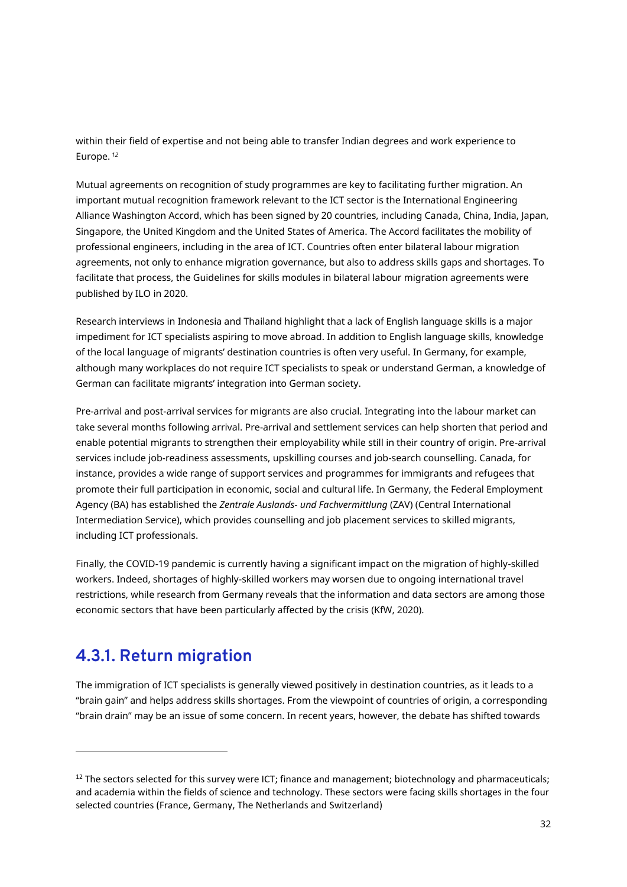within their field of expertise and not being able to transfer Indian degrees and work experience to Europe.[12]

Mutual agreements on recognition of study programmes are key to facilitating further migration. An important mutual recognition framework relevant to the ICT sector is the International Engineering Alliance Washington Accord, which has been signed by 20 countries, including Canada, China, India, Japan, Singapore, the United Kingdom and the United States of America. The Accord facilitates the mobility of professional engineers, including in the area of ICT. Countries often enter bilateral labour migration agreements, not only to enhance migration governance, but also to address skills gaps and shortages. To facilitate that process, the Guidelines for skills modules in bilateral labour migration agreements were published by ILO in 2020.

Research interviews in Indonesia and Thailand highlight that a lack of English language skills is a major impediment for ICT specialists aspiring to move abroad. In addition to English language skills, knowledge of the local language of migrants' destination countries is often very useful. In Germany, for example, although many workplaces do not require ICT specialists to speak or understand German, a knowledge of German can facilitate migrants' integration into German society.

Pre-arrival and post-arrival services for migrants are also crucial. Integrating into the labour market can take several months following arrival. Pre-arrival and settlement services can help shorten that period and enable potential migrants to strengthen their employability while still in their country of origin. Pre-arrival services include job-readiness assessments, upskilling courses and job-search counselling. Canada, for instance, provides a wide range of support services and programmes for immigrants and refugees that promote their full participation in economic, social and cultural life. In Germany, the Federal Employment Agency (BA) has established the *Zentrale Auslands- und Fachvermittlung* (ZAV) (Central International Intermediation Service), which provides counselling and job placement services to skilled migrants, including ICT professionals.

Finally, the COVID-19 pandemic is currently having a significant impact on the migration of highly-skilled workers. Indeed, shortages of highly-skilled workers may worsen due to ongoing international travel restrictions, while research from Germany reveals that the information and data sectors are among those economic sectors that have been particularly affected by the crisis (KfW, 2020).

## 4.3.1. Return migration

The immigration of ICT specialists is generally viewed positively in destination countries, as it leads to a "brain gain" and helps address skills shortages. From the viewpoint of countries of origin, a corresponding "brain drain" may be an issue of some concern. In recent years, however, the debate has shifted towards

[12] The sectors selected for this survey were ICT; finance and management; biotechnology and pharmaceuticals; and academia within the fields of science and technology. These sectors were facing skills shortages in the four selected countries (France, Germany, The Netherlands and Switzerland)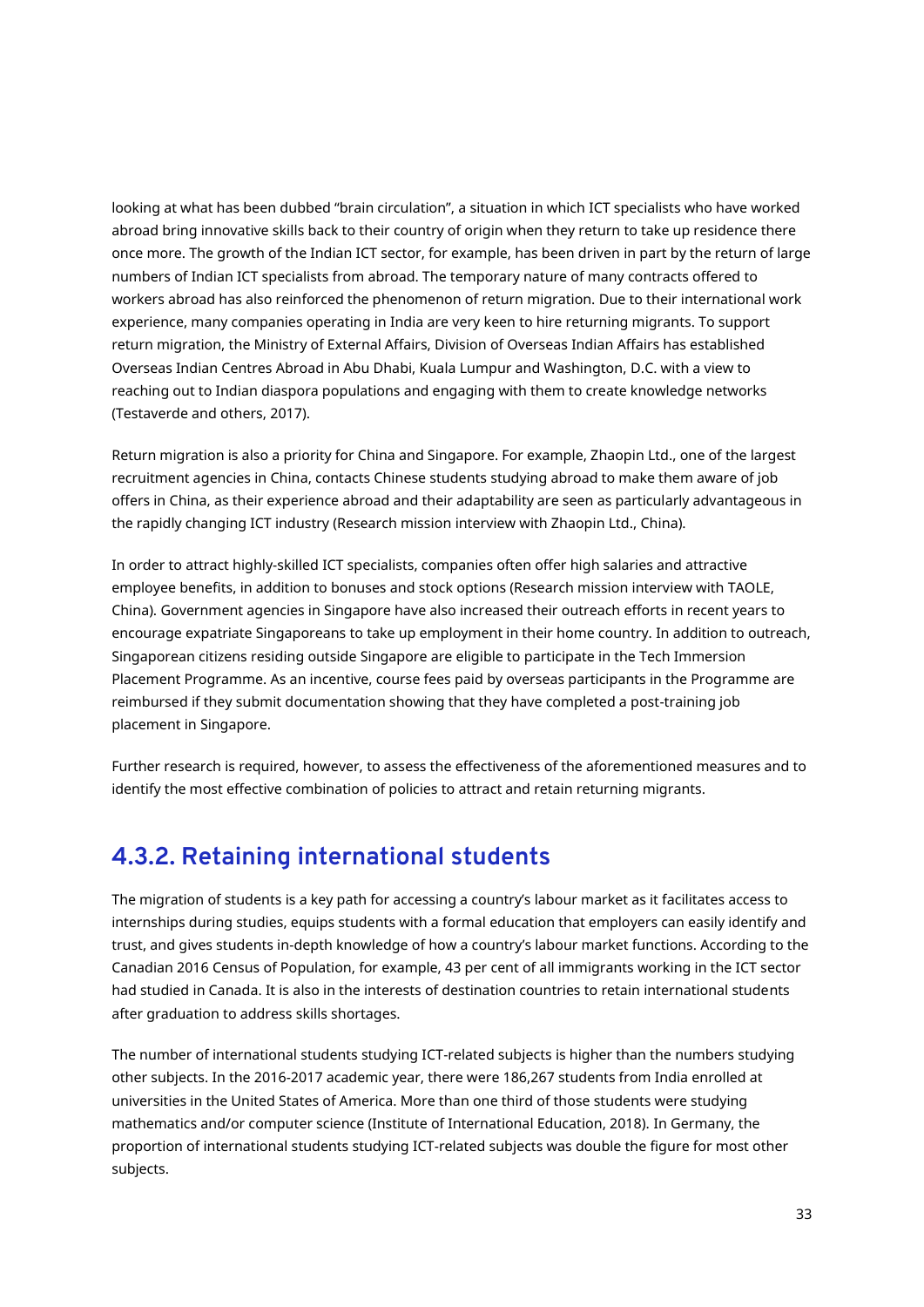looking at what has been dubbed "brain circulation", a situation in which ICT specialists who have worked abroad bring innovative skills back to their country of origin when they return to take up residence there once more. The growth of the Indian ICT sector, for example, has been driven in part by the return of large numbers of Indian ICT specialists from abroad. The temporary nature of many contracts offered to workers abroad has also reinforced the phenomenon of return migration. Due to their international work experience, many companies operating in India are very keen to hire returning migrants. To support return migration, the Ministry of External Affairs, Division of Overseas Indian Affairs has established Overseas Indian Centres Abroad in Abu Dhabi, Kuala Lumpur and Washington, D.C. with a view to reaching out to Indian diaspora populations and engaging with them to create knowledge networks (Testaverde and others, 2017).

Return migration is also a priority for China and Singapore. For example, Zhaopin Ltd., one of the largest recruitment agencies in China, contacts Chinese students studying abroad to make them aware of job offers in China, as their experience abroad and their adaptability are seen as particularly advantageous in the rapidly changing ICT industry (Research mission interview with Zhaopin Ltd., China).

In order to attract highly-skilled ICT specialists, companies often offer high salaries and attractive employee benefits, in addition to bonuses and stock options (Research mission interview with TAOLE, China). Government agencies in Singapore have also increased their outreach efforts in recent years to encourage expatriate Singaporeans to take up employment in their home country. In addition to outreach, Singaporean citizens residing outside Singapore are eligible to participate in the Tech Immersion Placement Programme. As an incentive, course fees paid by overseas participants in the Programme are reimbursed if they submit documentation showing that they have completed a post-training job placement in Singapore.

Further research is required, however, to assess the effectiveness of the aforementioned measures and to identify the most effective combination of policies to attract and retain returning migrants.

### 4.3.2. Retaining international students

The migration of students is a key path for accessing a country's labour market as it facilitates access to internships during studies, equips students with a formal education that employers can easily identify and trust, and gives students in-depth knowledge of how a country's labour market functions. According to the Canadian 2016 Census of Population, for example, 43 per cent of all immigrants working in the ICT sector had studied in Canada. It is also in the interests of destination countries to retain international students after graduation to address skills shortages.

The number of international students studying ICT-related subjects is higher than the numbers studying other subjects. In the 2016-2017 academic year, there were 186,267 students from India enrolled at universities in the United States of America. More than one third of those students were studying mathematics and/or computer science (Institute of International Education, 2018). In Germany, the proportion of international students studying ICT-related subjects was double the figure for most other subjects.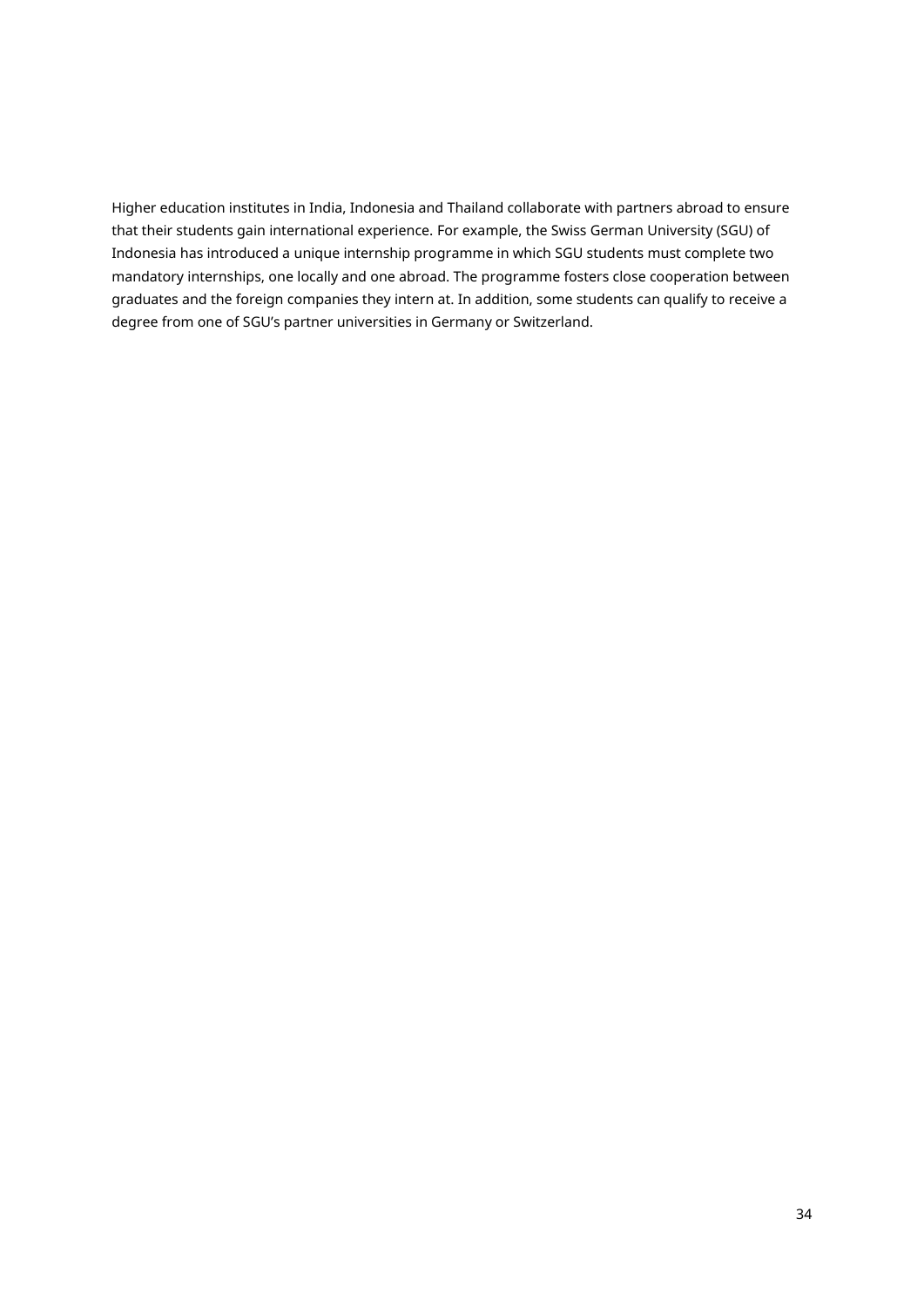Higher education institutes in India, Indonesia and Thailand collaborate with partners abroad to ensure that their students gain international experience. For example, the Swiss German University (SGU) of Indonesia has introduced a unique internship programme in which SGU students must complete two mandatory internships, one locally and one abroad. The programme fosters close cooperation between graduates and the foreign companies they intern at. In addition, some students can qualify to receive a degree from one of SGU's partner universities in Germany or Switzerland.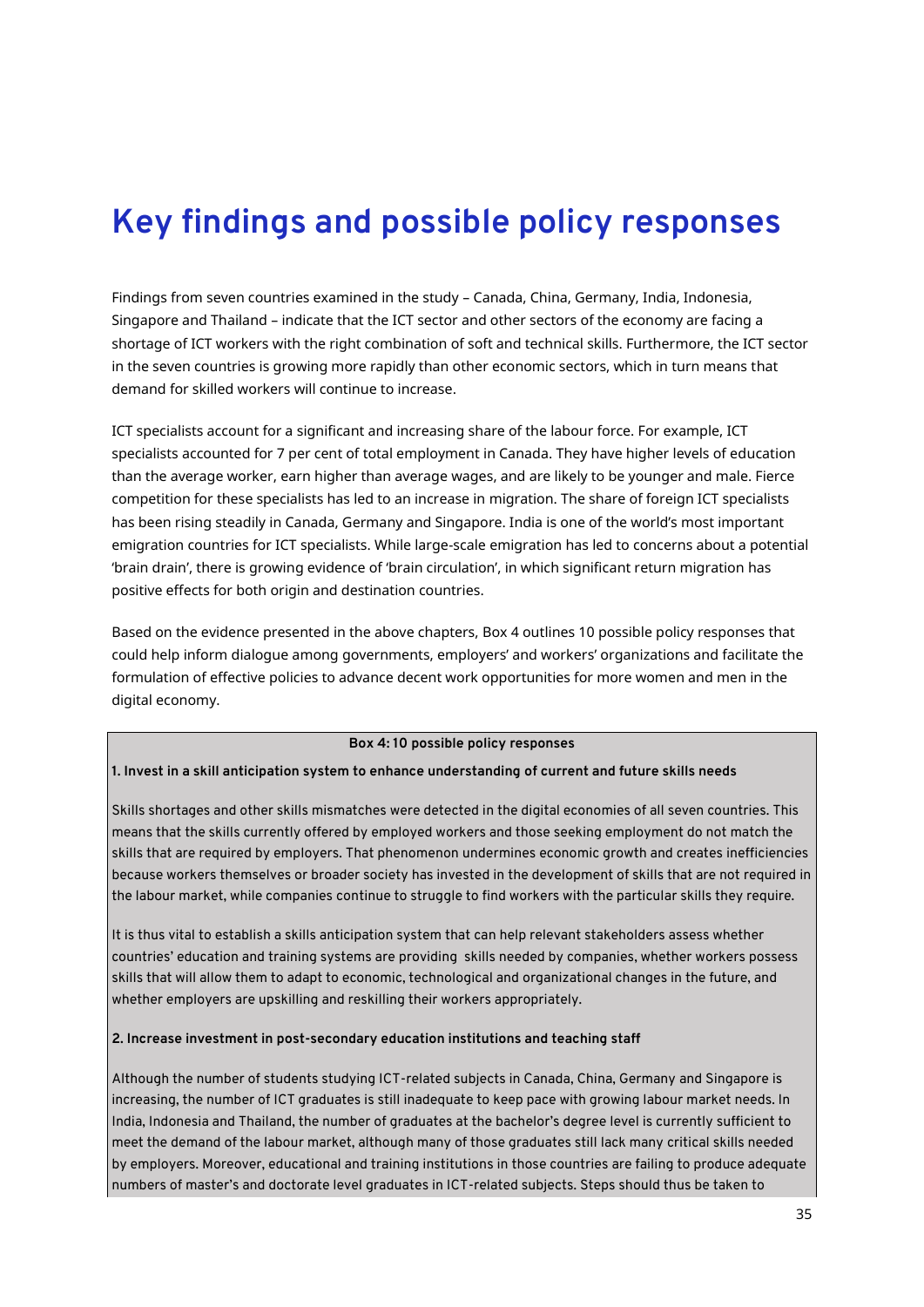# Key findings and possible policy responses

Findings from seven countries examined in the study – Canada, China, Germany, India, Indonesia, Singapore and Thailand – indicate that the ICT sector and other sectors of the economy are facing a shortage of ICT workers with the right combination of soft and technical skills. Furthermore, the ICT sector in the seven countries is growing more rapidly than other economic sectors, which in turn means that demand for skilled workers will continue to increase.

ICT specialists account for a significant and increasing share of the labour force. For example, ICT specialists accounted for 7 per cent of total employment in Canada. They have higher levels of education than the average worker, earn higher than average wages, and are likely to be younger and male. Fierce competition for these specialists has led to an increase in migration. The share of foreign ICT specialists has been rising steadily in Canada, Germany and Singapore. India is one of the world's most important emigration countries for ICT specialists. While large-scale emigration has led to concerns about a potential 'brain drain', there is growing evidence of 'brain circulation', in which significant return migration has positive effects for both origin and destination countries.

Based on the evidence presented in the above chapters, Box 4 outlines 10 possible policy responses that could help inform dialogue among governments, employers' and workers' organizations and facilitate the formulation of effective policies to advance decent work opportunities for more women and men in the digital economy.

**Box 4: 10 possible policy responses**

**1. Invest in a skill anticipation system to enhance understanding of current and future skills needs**

Skills shortages and other skills mismatches were detected in the digital economies of all seven countries. This means that the skills currently offered by employed workers and those seeking employment do not match the skills that are required by employers. That phenomenon undermines economic growth and creates inefficiencies because workers themselves or broader society has invested in the development of skills that are not required in the labour market, while companies continue to struggle to find workers with the particular skills they require.

It is thus vital to establish a skills anticipation system that can help relevant stakeholders assess whether countries' education and training systems are providing skills needed by companies, whether workers possess skills that will allow them to adapt to economic, technological and organizational changes in the future, and whether employers are upskilling and reskilling their workers appropriately.

**2. Increase investment in post-secondary education institutions and teaching staff**

Although the number of students studying ICT-related subjects in Canada, China, Germany and Singapore is increasing, the number of ICT graduates is still inadequate to keep pace with growing labour market needs. In India, Indonesia and Thailand, the number of graduates at the bachelor's degree level is currently sufficient to meet the demand of the labour market, although many of those graduates still lack many critical skills needed by employers. Moreover, educational and training institutions in those countries are failing to produce adequate numbers of master's and doctorate level graduates in ICT-related subjects. Steps should thus be taken to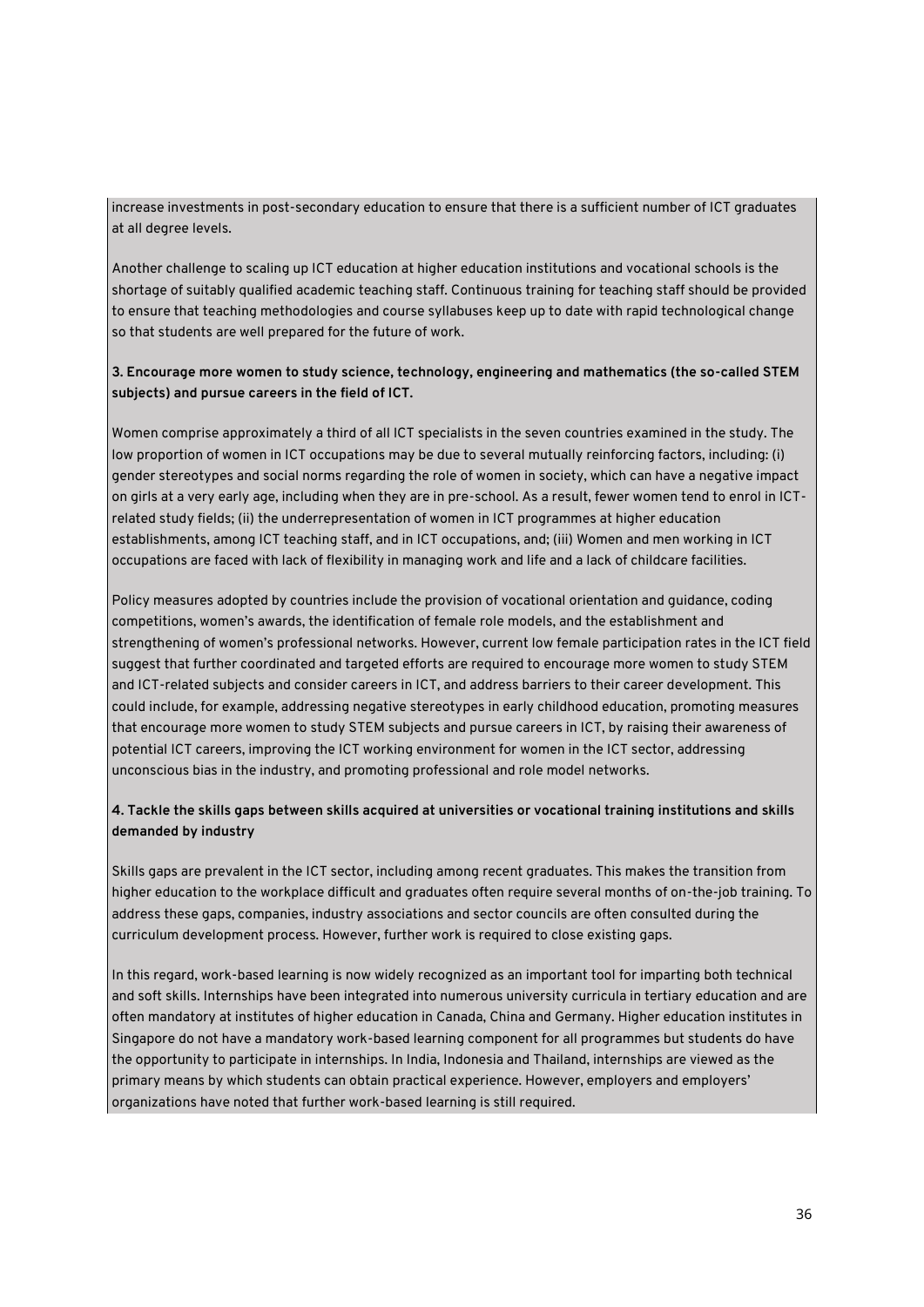increase investments in post-secondary education to ensure that there is a sufficient number of ICT graduates at all degree levels.

Another challenge to scaling up ICT education at higher education institutions and vocational schools is the shortage of suitably qualified academic teaching staff. Continuous training for teaching staff should be provided to ensure that teaching methodologies and course syllabuses keep up to date with rapid technological change so that students are well prepared for the future of work.

**3. Encourage more women to study science, technology, engineering and mathematics (the so-called STEM subjects) and pursue careers in the field of ICT.**

Women comprise approximately a third of all ICT specialists in the seven countries examined in the study. The low proportion of women in ICT occupations may be due to several mutually reinforcing factors, including: (i) gender stereotypes and social norms regarding the role of women in society, which can have a negative impact on girls at a very early age, including when they are in pre-school. As a result, fewer women tend to enrol in ICT-related study fields; (ii) the underrepresentation of women in ICT programmes at higher education establishments, among ICT teaching staff, and in ICT occupations, and; (iii) Women and men working in ICT occupations are faced with lack of flexibility in managing work and life and a lack of childcare facilities.

Policy measures adopted by countries include the provision of vocational orientation and guidance, coding competitions, women's awards, the identification of female role models, and the establishment and strengthening of women's professional networks. However, current low female participation rates in the ICT field suggest that further coordinated and targeted efforts are required to encourage more women to study STEM and ICT-related subjects and consider careers in ICT, and address barriers to their career development. This could include, for example, addressing negative stereotypes in early childhood education, promoting measures that encourage more women to study STEM subjects and pursue careers in ICT, by raising their awareness of potential ICT careers, improving the ICT working environment for women in the ICT sector, addressing unconscious bias in the industry, and promoting professional and role model networks.

**4. Tackle the skills gaps between skills acquired at universities or vocational training institutions and skills demanded by industry**

Skills gaps are prevalent in the ICT sector, including among recent graduates. This makes the transition from higher education to the workplace difficult and graduates often require several months of on-the-job training. To address these gaps, companies, industry associations and sector councils are often consulted during the curriculum development process. However, further work is required to close existing gaps.

In this regard, work-based learning is now widely recognized as an important tool for imparting both technical and soft skills. Internships have been integrated into numerous university curricula in tertiary education and are often mandatory at institutes of higher education in Canada, China and Germany. Higher education institutes in Singapore do not have a mandatory work-based learning component for all programmes but students do have the opportunity to participate in internships. In India, Indonesia and Thailand, internships are viewed as the primary means by which students can obtain practical experience. However, employers and employers' organizations have noted that further work-based learning is still required.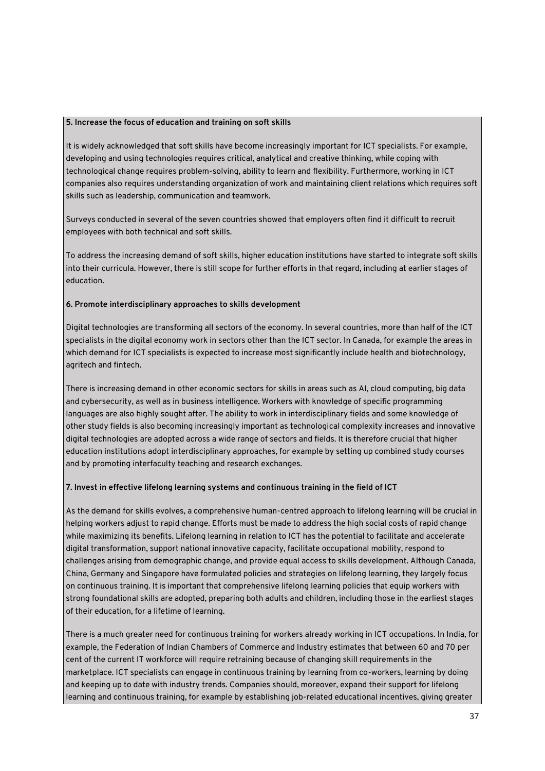**5. Increase the focus of education and training on soft skills**

It is widely acknowledged that soft skills have become increasingly important for ICT specialists. For example, developing and using technologies requires critical, analytical and creative thinking, while coping with technological change requires problem-solving, ability to learn and flexibility. Furthermore, working in ICT companies also requires understanding organization of work and maintaining client relations which requires soft skills such as leadership, communication and teamwork.

Surveys conducted in several of the seven countries showed that employers often find it difficult to recruit employees with both technical and soft skills.

To address the increasing demand of soft skills, higher education institutions have started to integrate soft skills into their curricula. However, there is still scope for further efforts in that regard, including at earlier stages of education.

**6. Promote interdisciplinary approaches to skills development**

Digital technologies are transforming all sectors of the economy. In several countries, more than half of the ICT specialists in the digital economy work in sectors other than the ICT sector. In Canada, for example the areas in which demand for ICT specialists is expected to increase most significantly include health and biotechnology, agritech and fintech.

There is increasing demand in other economic sectors for skills in areas such as AI, cloud computing, big data and cybersecurity, as well as in business intelligence. Workers with knowledge of specific programming languages are also highly sought after. The ability to work in interdisciplinary fields and some knowledge of other study fields is also becoming increasingly important as technological complexity increases and innovative digital technologies are adopted across a wide range of sectors and fields. It is therefore crucial that higher education institutions adopt interdisciplinary approaches, for example by setting up combined study courses and by promoting interfaculty teaching and research exchanges.

**7. Invest in effective lifelong learning systems and continuous training in the field of ICT**

As the demand for skills evolves, a comprehensive human-centred approach to lifelong learning will be crucial in helping workers adjust to rapid change. Efforts must be made to address the high social costs of rapid change while maximizing its benefits. Lifelong learning in relation to ICT has the potential to facilitate and accelerate digital transformation, support national innovative capacity, facilitate occupational mobility, respond to challenges arising from demographic change, and provide equal access to skills development. Although Canada, China, Germany and Singapore have formulated policies and strategies on lifelong learning, they largely focus on continuous training. It is important that comprehensive lifelong learning policies that equip workers with strong foundational skills are adopted, preparing both adults and children, including those in the earliest stages of their education, for a lifetime of learning.

There is a much greater need for continuous training for workers already working in ICT occupations. In India, for example, the Federation of Indian Chambers of Commerce and Industry estimates that between 60 and 70 per cent of the current IT workforce will require retraining because of changing skill requirements in the marketplace. ICT specialists can engage in continuous training by learning from co-workers, learning by doing and keeping up to date with industry trends. Companies should, moreover, expand their support for lifelong learning and continuous training, for example by establishing job-related educational incentives, giving greater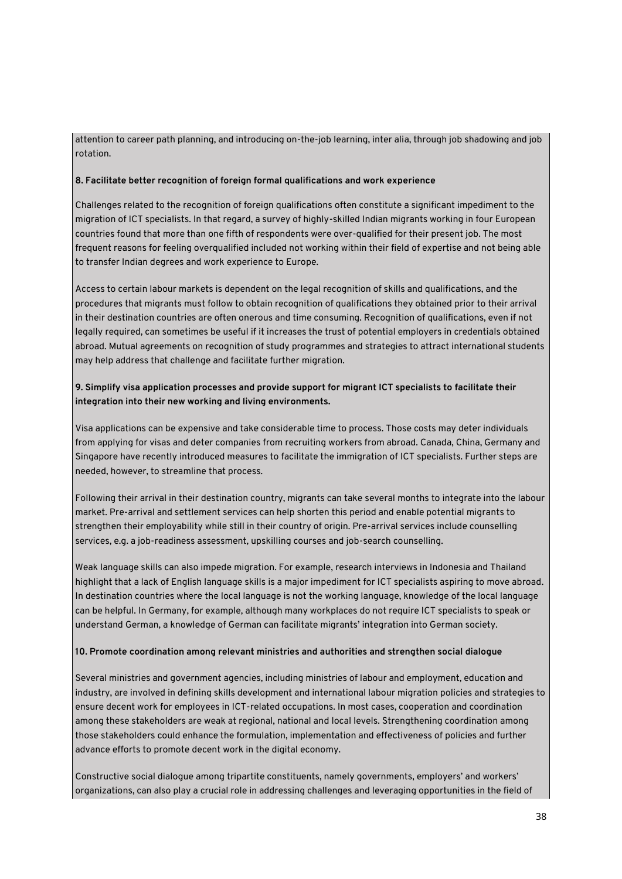attention to career path planning, and introducing on-the-job learning, inter alia, through job shadowing and job rotation.

**8. Facilitate better recognition of foreign formal qualifications and work experience**

Challenges related to the recognition of foreign qualifications often constitute a significant impediment to the migration of ICT specialists. In that regard, a survey of highly-skilled Indian migrants working in four European countries found that more than one fifth of respondents were over-qualified for their present job. The most frequent reasons for feeling overqualified included not working within their field of expertise and not being able to transfer Indian degrees and work experience to Europe.

Access to certain labour markets is dependent on the legal recognition of skills and qualifications, and the procedures that migrants must follow to obtain recognition of qualifications they obtained prior to their arrival in their destination countries are often onerous and time consuming. Recognition of qualifications, even if not legally required, can sometimes be useful if it increases the trust of potential employers in credentials obtained abroad. Mutual agreements on recognition of study programmes and strategies to attract international students may help address that challenge and facilitate further migration.

**9. Simplify visa application processes and provide support for migrant ICT specialists to facilitate their integration into their new working and living environments.**

Visa applications can be expensive and take considerable time to process. Those costs may deter individuals from applying for visas and deter companies from recruiting workers from abroad. Canada, China, Germany and Singapore have recently introduced measures to facilitate the immigration of ICT specialists. Further steps are needed, however, to streamline that process.

Following their arrival in their destination country, migrants can take several months to integrate into the labour market. Pre-arrival and settlement services can help shorten this period and enable potential migrants to strengthen their employability while still in their country of origin. Pre-arrival services include counselling services, e.g. a job-readiness assessment, upskilling courses and job-search counselling.

Weak language skills can also impede migration. For example, research interviews in Indonesia and Thailand highlight that a lack of English language skills is a major impediment for ICT specialists aspiring to move abroad. In destination countries where the local language is not the working language, knowledge of the local language can be helpful. In Germany, for example, although many workplaces do not require ICT specialists to speak or understand German, a knowledge of German can facilitate migrants' integration into German society.

**10. Promote coordination among relevant ministries and authorities and strengthen social dialogue**

Several ministries and government agencies, including ministries of labour and employment, education and industry, are involved in defining skills development and international labour migration policies and strategies to ensure decent work for employees in ICT-related occupations. In most cases, cooperation and coordination among these stakeholders are weak at regional, national and local levels. Strengthening coordination among those stakeholders could enhance the formulation, implementation and effectiveness of policies and further advance efforts to promote decent work in the digital economy.

Constructive social dialogue among tripartite constituents, namely governments, employers' and workers' organizations, can also play a crucial role in addressing challenges and leveraging opportunities in the field of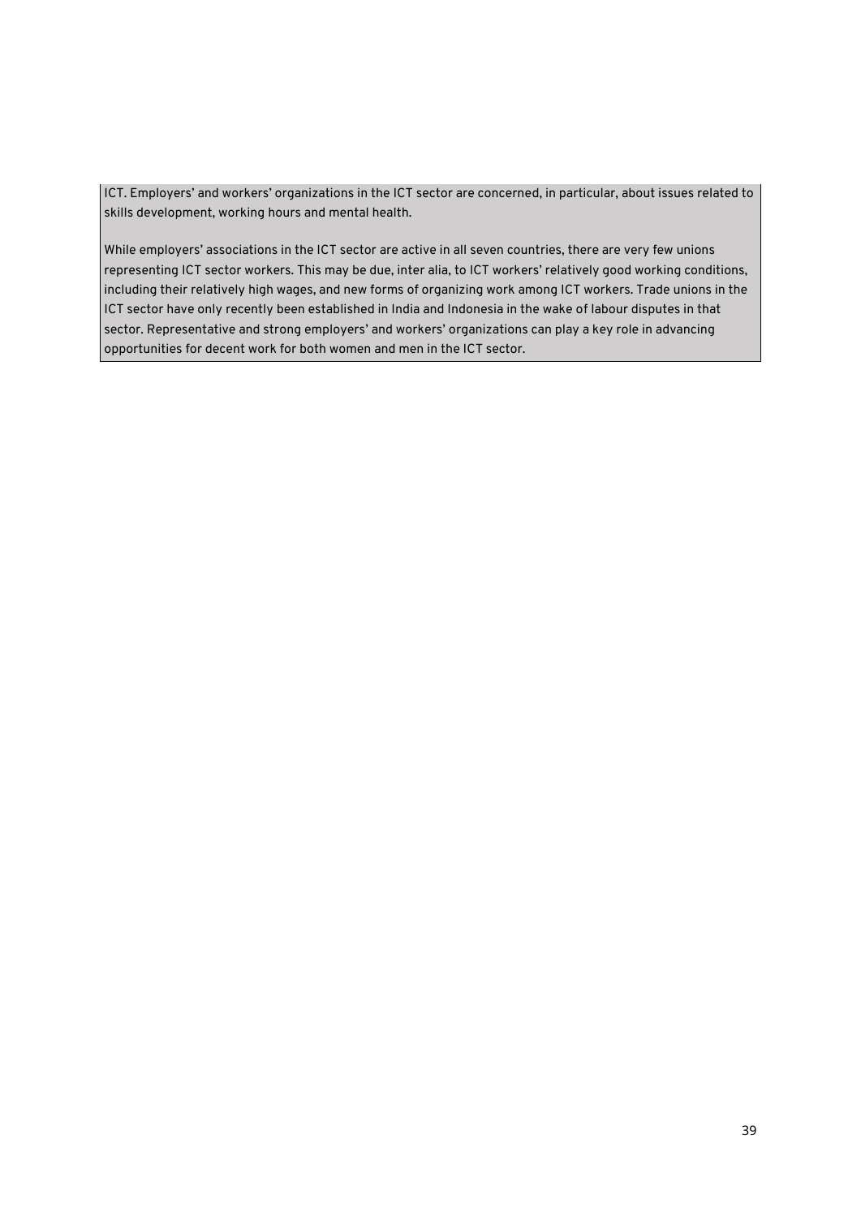ICT. Employers' and workers' organizations in the ICT sector are concerned, in particular, about issues related to skills development, working hours and mental health.

While employers' associations in the ICT sector are active in all seven countries, there are very few unions representing ICT sector workers. This may be due, inter alia, to ICT workers' relatively good working conditions, including their relatively high wages, and new forms of organizing work among ICT workers. Trade unions in the ICT sector have only recently been established in India and Indonesia in the wake of labour disputes in that sector. Representative and strong employers' and workers' organizations can play a key role in advancing opportunities for decent work for both women and men in the ICT sector.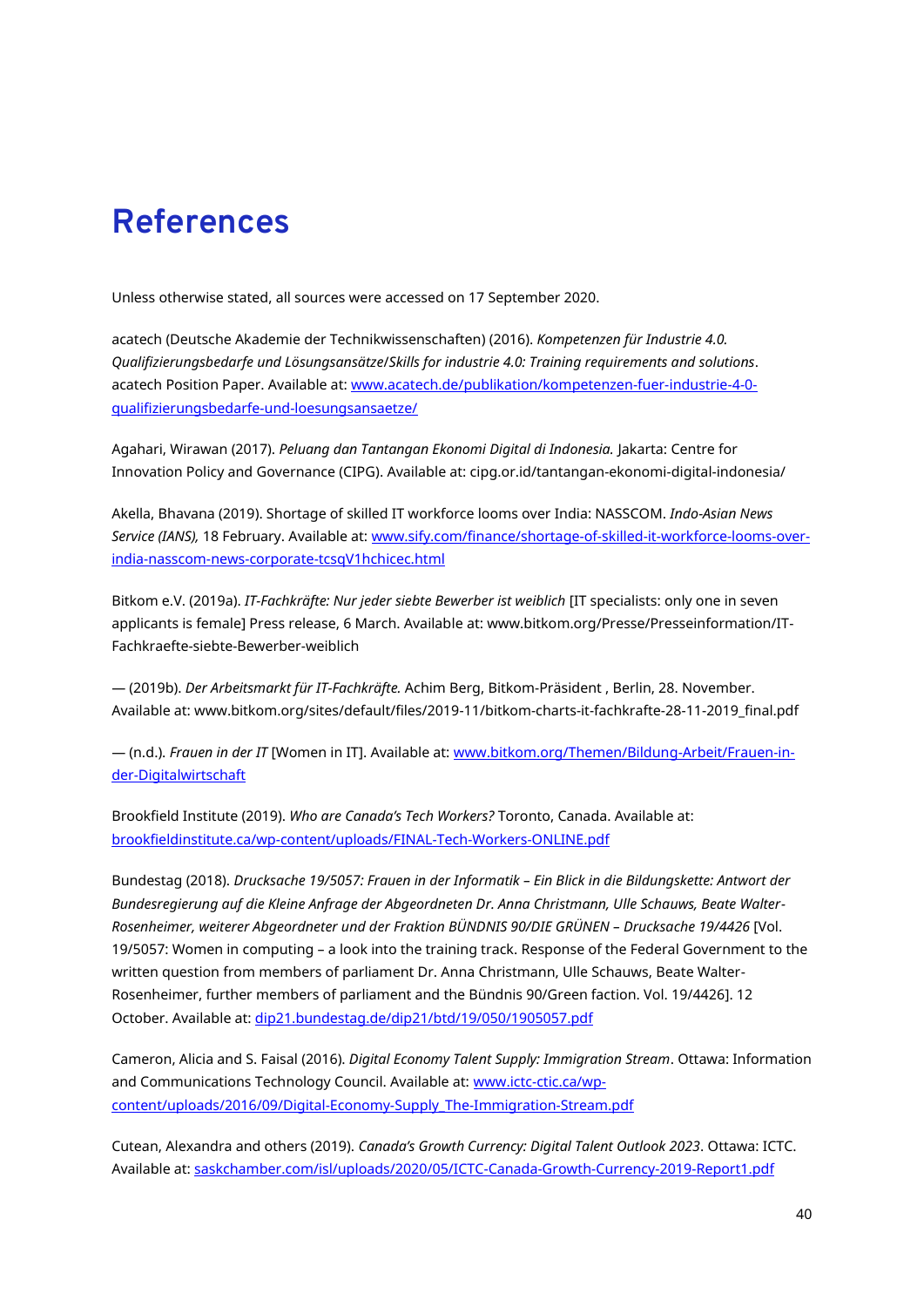# References

Unless otherwise stated, all sources were accessed on 17 September 2020.

acatech (Deutsche Akademie der Technikwissenschaften) (2016). *Kompetenzen für Industrie 4.0. Qualifizierungsbedarfe und Lösungsansätze/Skills for industrie 4.0: Training requirements and solutions*. acatech Position Paper. Available at: [www.acatech.de/publikation/kompetenzen-fuer-industrie-4-0-qualifizierungsbedarfe-und-loesungsansaetze/](www.acatech.de/publikation/kompetenzen-fuer-industrie-4-0-qualifizierungsbedarfe-und-loesungsansaetze/)

Agahari, Wirawan (2017). *Peluang dan Tantangan Ekonomi Digital di Indonesia.* Jakarta: Centre for Innovation Policy and Governance (CIPG). Available at: cipg.or.id/tantangan-ekonomi-digital-indonesia/

Akella, Bhavana (2019). Shortage of skilled IT workforce looms over India: NASSCOM. *Indo-Asian News Service (IANS),* 18 February. Available at: [www.sify.com/finance/shortage-of-skilled-it-workforce-looms-over-india-nasscom-news-corporate-tcsqV1hchicec.html](www.sify.com/finance/shortage-of-skilled-it-workforce-looms-over-india-nasscom-news-corporate-tcsqV1hchicec.html)

Bitkom e.V. (2019a). *IT-Fachkräfte: Nur jeder siebte Bewerber ist weiblich* [IT specialists: only one in seven applicants is female] Press release, 6 March. Available at: www.bitkom.org/Presse/Presseinformation/IT-Fachkraefte-siebte-Bewerber-weiblich

— (2019b). *Der Arbeitsmarkt für IT-Fachkräfte.* Achim Berg, Bitkom-Präsident , Berlin, 28. November. Available at: www.bitkom.org/sites/default/files/2019-11/bitkom-charts-it-fachkrafte-28-11-2019_final.pdf

— (n.d.). *Frauen in der IT* [Women in IT]. Available at: [www.bitkom.org/Themen/Bildung-Arbeit/Frauen-in-der-Digitalwirtschaft](www.bitkom.org/Themen/Bildung-Arbeit/Frauen-in-der-Digitalwirtschaft)

Brookfield Institute (2019). *Who are Canada's Tech Workers?* Toronto, Canada. Available at: [brookfieldinstitute.ca/wp-content/uploads/FINAL-Tech-Workers-ONLINE.pdf](brookfieldinstitute.ca/wp-content/uploads/FINAL-Tech-Workers-ONLINE.pdf)

Bundestag (2018). *Drucksache 19/5057: Frauen in der Informatik – Ein Blick in die Bildungskette: Antwort der Bundesregierung auf die Kleine Anfrage der Abgeordneten Dr. Anna Christmann, Ulle Schauws, Beate Walter-Rosenheimer, weiterer Abgeordneter und der Fraktion BÜNDNIS 90/DIE GRÜNEN – Drucksache 19/4426* [Vol. 19/5057: Women in computing – a look into the training track. Response of the Federal Government to the written question from members of parliament Dr. Anna Christmann, Ulle Schauws, Beate Walter-Rosenheimer, further members of parliament and the Bündnis 90/Green faction. Vol. 19/4426]. 12 October. Available at: [dip21.bundestag.de/dip21/btd/19/050/1905057.pdf](dip21.bundestag.de/dip21/btd/19/050/1905057.pdf)

Cameron, Alicia and S. Faisal (2016). *Digital Economy Talent Supply: Immigration Stream*. Ottawa: Information and Communications Technology Council. Available at: [www.ictc-ctic.ca/wp-content/uploads/2016/09/Digital-Economy-Supply_The-Immigration-Stream.pdf](www.ictc-ctic.ca/wp-content/uploads/2016/09/Digital-Economy-Supply_The-Immigration-Stream.pdf)

Cutean, Alexandra and others (2019). *Canada's Growth Currency: Digital Talent Outlook 2023*. Ottawa: ICTC. Available at: [saskchamber.com/isl/uploads/2020/05/ICTC-Canada-Growth-Currency-2019-Report1.pdf](saskchamber.com/isl/uploads/2020/05/ICTC-Canada-Growth-Currency-2019-Report1.pdf)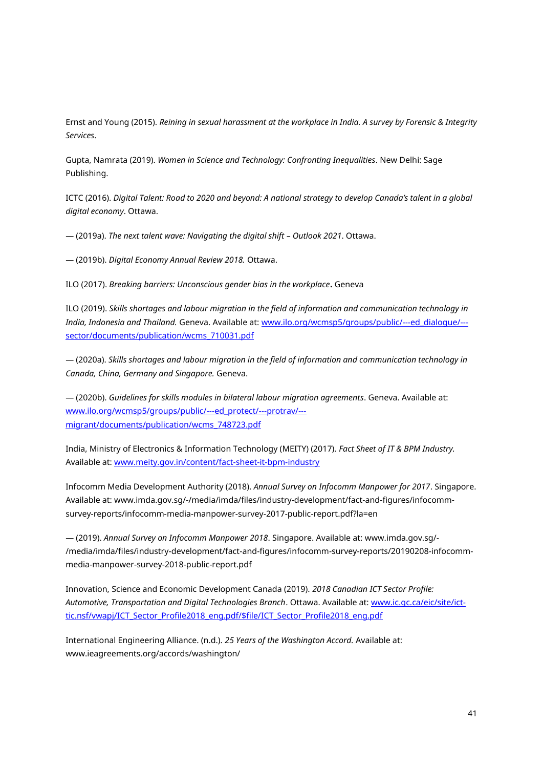Ernst and Young (2015). *Reining in sexual harassment at the workplace in India. A survey by Forensic & Integrity Services*.

Gupta, Namrata (2019). *Women in Science and Technology: Confronting Inequalities*. New Delhi: Sage Publishing.

ICTC (2016). *Digital Talent: Road to 2020 and beyond: A national strategy to develop Canada's talent in a global digital economy*. Ottawa.

— (2019a). *The next talent wave: Navigating the digital shift – Outlook 2021*. Ottawa.

— (2019b). *Digital Economy Annual Review 2018.* Ottawa.

ILO (2017). *Breaking barriers: Unconscious gender bias in the workplace*. Geneva

ILO (2019). *Skills shortages and labour migration in the field of information and communication technology in India, Indonesia and Thailand.* Geneva. Available at: [www.ilo.org/wcmsp5/groups/public/---ed_dialogue/---sector/documents/publication/wcms_710031.pdf](www.ilo.org/wcmsp5/groups/public/---ed_dialogue/---sector/documents/publication/wcms_710031.pdf)

— (2020a). *Skills shortages and labour migration in the field of information and communication technology in Canada, China, Germany and Singapore.* Geneva.

— (2020b). *Guidelines for skills modules in bilateral labour migration agreements*. Geneva. Available at: [www.ilo.org/wcmsp5/groups/public/---ed_protect/---protrav/---migrant/documents/publication/wcms_748723.pdf](www.ilo.org/wcmsp5/groups/public/---ed_protect/---protrav/---migrant/documents/publication/wcms_748723.pdf)

India, Ministry of Electronics & Information Technology (MEITY) (2017). *Fact Sheet of IT & BPM Industry.* Available at: [www.meity.gov.in/content/fact-sheet-it-bpm-industry](www.meity.gov.in/content/fact-sheet-it-bpm-industry)

Infocomm Media Development Authority (2018). *Annual Survey on Infocomm Manpower for 2017*. Singapore. Available at: www.imda.gov.sg/-/media/imda/files/industry-development/fact-and-figures/infocomm-survey-reports/infocomm-media-manpower-survey-2017-public-report.pdf?la=en

— (2019). *Annual Survey on Infocomm Manpower 2018*. Singapore. Available at: www.imda.gov.sg/-/media/imda/files/industry-development/fact-and-figures/infocomm-survey-reports/20190208-infocomm-media-manpower-survey-2018-public-report.pdf

Innovation, Science and Economic Development Canada (2019). *2018 Canadian ICT Sector Profile: Automotive, Transportation and Digital Technologies Branch*. Ottawa. Available at: [www.ic.gc.ca/eic/site/ict-tic.nsf/vwapj/ICT_Sector_Profile2018_eng.pdf/$file/ICT_Sector_Profile2018_eng.pdf](www.ic.gc.ca/eic/site/ict-tic.nsf/vwapj/ICT_Sector_Profile2018_eng.pdf/$file/ICT_Sector_Profile2018_eng.pdf)

International Engineering Alliance. (n.d.). *25 Years of the Washington Accord.* Available at: www.ieagreements.org/accords/washington/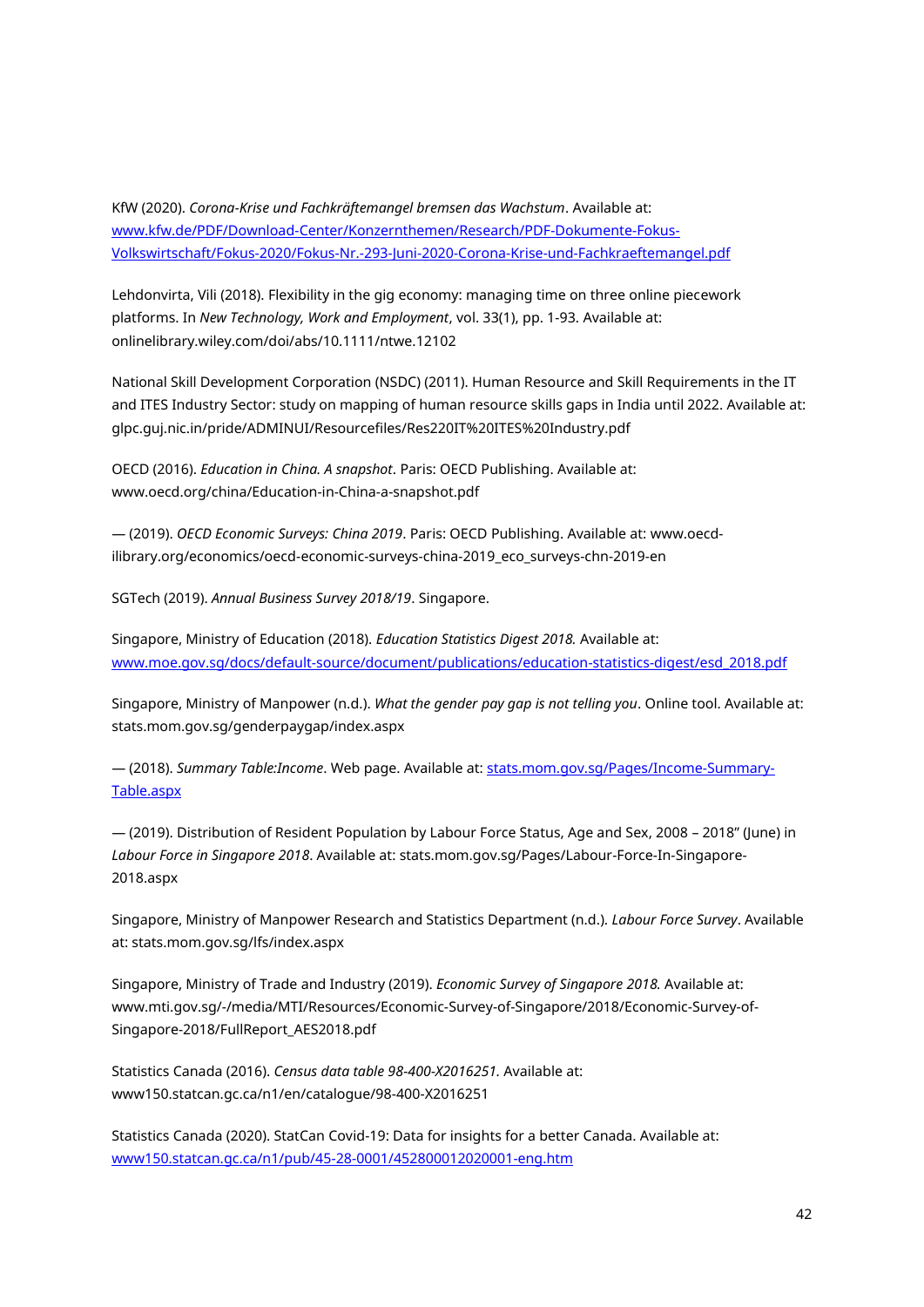KfW (2020). *Corona-Krise und Fachkräftemangel bremsen das Wachstum*. Available at: www.kfw.de/PDF/Download-Center/Konzernthemen/Research/PDF-Dokumente-Fokus-Volkswirtschaft/Fokus-2020/Fokus-Nr.-293-Juni-2020-Corona-Krise-und-Fachkraeftemangel.pdf

Lehdonvirta, Vili (2018). Flexibility in the gig economy: managing time on three online piecework platforms. In *New Technology, Work and Employment*, vol. 33(1), pp. 1-93. Available at: onlinelibrary.wiley.com/doi/abs/10.1111/ntwe.12102

National Skill Development Corporation (NSDC) (2011). Human Resource and Skill Requirements in the IT and ITES Industry Sector: study on mapping of human resource skills gaps in India until 2022. Available at: glpc.guj.nic.in/pride/ADMINUI/Resourcefiles/Res220IT%20ITES%20Industry.pdf

OECD (2016). *Education in China. A snapshot*. Paris: OECD Publishing. Available at: www.oecd.org/china/Education-in-China-a-snapshot.pdf

— (2019). *OECD Economic Surveys: China 2019*. Paris: OECD Publishing. Available at: www.oecd-ilibrary.org/economics/oecd-economic-surveys-china-2019_eco_surveys-chn-2019-en

SGTech (2019). *Annual Business Survey 2018/19*. Singapore.

Singapore, Ministry of Education (2018). *Education Statistics Digest 2018.* Available at: www.moe.gov.sg/docs/default-source/document/publications/education-statistics-digest/esd_2018.pdf

Singapore, Ministry of Manpower (n.d.). *What the gender pay gap is not telling you*. Online tool. Available at: stats.mom.gov.sg/genderpaygap/index.aspx

— (2018). *Summary Table:Income*. Web page. Available at: stats.mom.gov.sg/Pages/Income-Summary-Table.aspx

— (2019). Distribution of Resident Population by Labour Force Status, Age and Sex, 2008 – 2018" (June) in *Labour Force in Singapore 2018*. Available at: stats.mom.gov.sg/Pages/Labour-Force-In-Singapore-2018.aspx

Singapore, Ministry of Manpower Research and Statistics Department (n.d.). *Labour Force Survey*. Available at: stats.mom.gov.sg/lfs/index.aspx

Singapore, Ministry of Trade and Industry (2019). *Economic Survey of Singapore 2018.* Available at: www.mti.gov.sg/-/media/MTI/Resources/Economic-Survey-of-Singapore/2018/Economic-Survey-of-Singapore-2018/FullReport_AES2018.pdf

Statistics Canada (2016). *Census data table 98-400-X2016251*. Available at: www150.statcan.gc.ca/n1/en/catalogue/98-400-X2016251

Statistics Canada (2020). StatCan Covid-19: Data for insights for a better Canada. Available at: www150.statcan.gc.ca/n1/pub/45-28-0001/452800012020001-eng.htm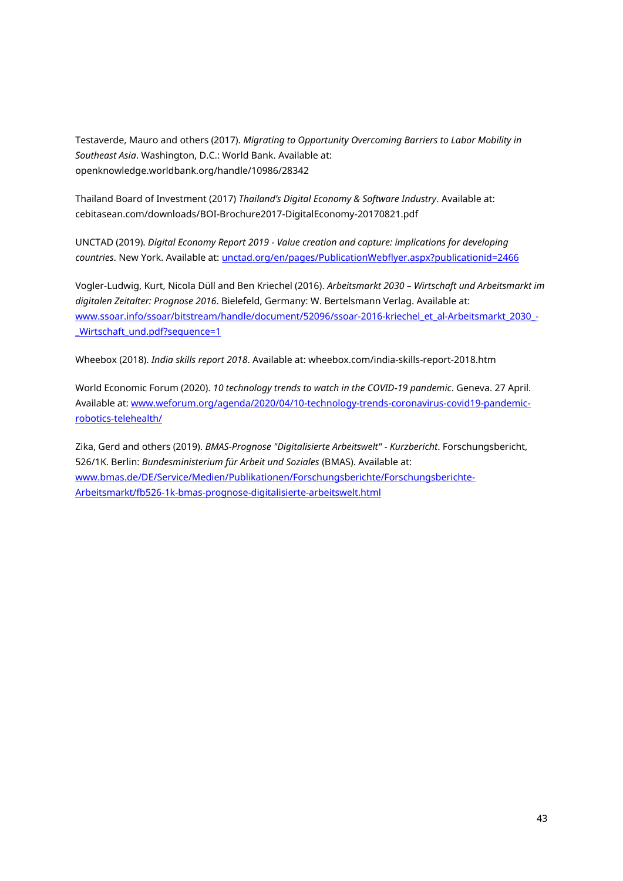Testaverde, Mauro and others (2017). *Migrating to Opportunity Overcoming Barriers to Labor Mobility in Southeast Asia*. Washington, D.C.: World Bank. Available at: openknowledge.worldbank.org/handle/10986/28342

Thailand Board of Investment (2017) *Thailand's Digital Economy & Software Industry*. Available at: cebitasean.com/downloads/BOI-Brochure2017-DigitalEconomy-20170821.pdf

UNCTAD (2019). *Digital Economy Report 2019 - Value creation and capture: implications for developing countries*. New York. Available at: unctad.org/en/pages/PublicationWebflyer.aspx?publicationid=2466

Vogler-Ludwig, Kurt, Nicola Düll and Ben Kriechel (2016). *Arbeitsmarkt 2030 – Wirtschaft und Arbeitsmarkt im digitalen Zeitalter: Prognose 2016*. Bielefeld, Germany: W. Bertelsmann Verlag. Available at: www.ssoar.info/ssoar/bitstream/handle/document/52096/ssoar-2016-kriechel_et_al-Arbeitsmarkt_2030_-_Wirtschaft_und.pdf?sequence=1

Wheebox (2018). *India skills report 2018*. Available at: wheebox.com/india-skills-report-2018.htm

World Economic Forum (2020). *10 technology trends to watch in the COVID-19 pandemic*. Geneva. 27 April. Available at: www.weforum.org/agenda/2020/04/10-technology-trends-coronavirus-covid19-pandemic-robotics-telehealth/

Zika, Gerd and others (2019). *BMAS-Prognose "Digitalisierte Arbeitswelt" - Kurzbericht*. Forschungsbericht, 526/1K. Berlin: *Bundesministerium für Arbeit und Soziales* (BMAS). Available at: www.bmas.de/DE/Service/Medien/Publikationen/Forschungsberichte/Forschungsberichte-Arbeitsmarkt/fb526-1k-bmas-prognose-digitalisierte-arbeitswelt.html